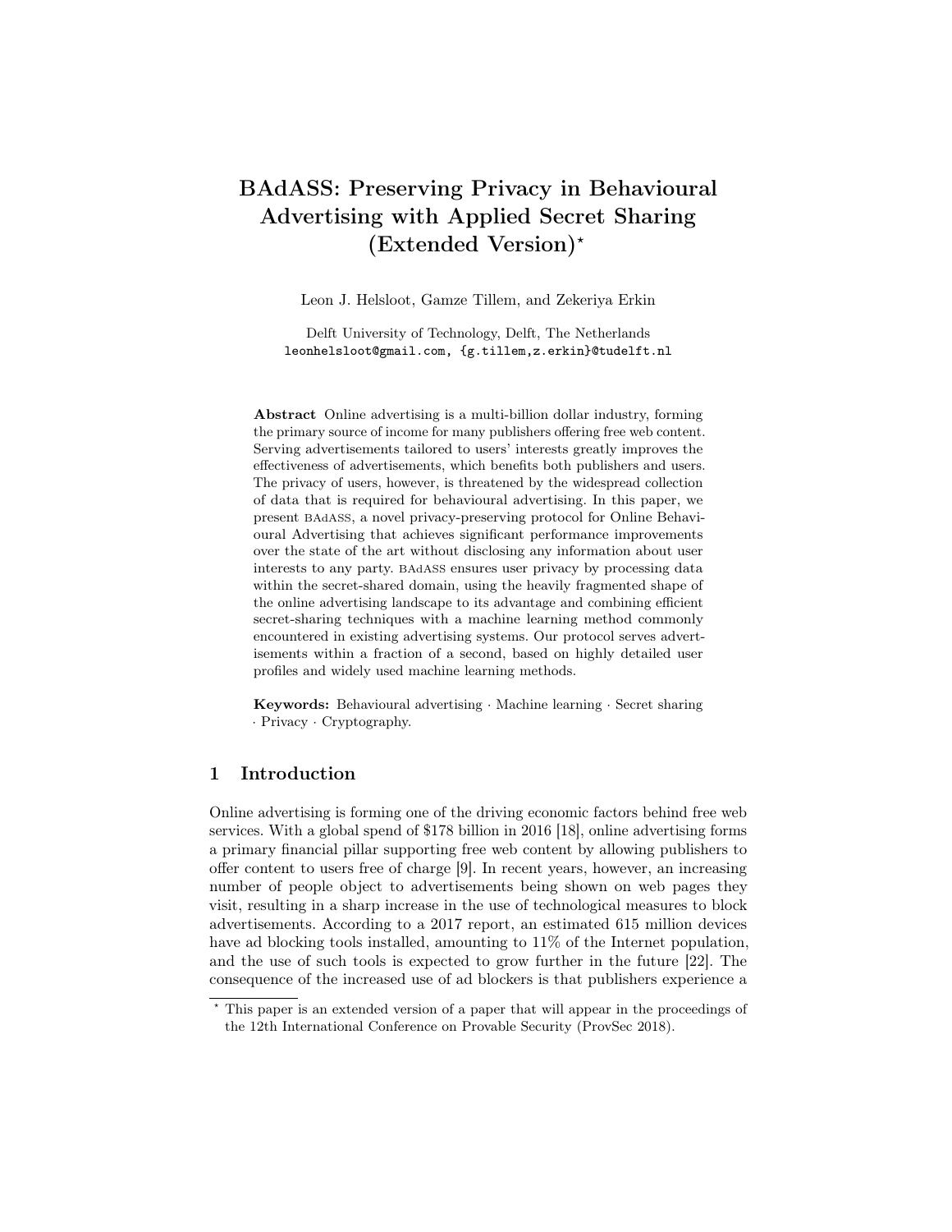# BAdASS: Preserving Privacy in Behavioural Advertising with Applied Secret Sharing (Extended Version)*

Leon J. Helsloot, Gamze Tillem, and Zekeriya Erkin

Delft University of Technology, Delft, The Netherlands
leonhelsloot@gmail.com, {g.tillem,z.erkin}@tudelft.nl

**Abstract** Online advertising is a multi-billion dollar industry, forming the primary source of income for many publishers offering free web content. Serving advertisements tailored to users' interests greatly improves the effectiveness of advertisements, which benefits both publishers and users. The privacy of users, however, is threatened by the widespread collection of data that is required for behavioural advertising. In this paper, we present BAdASS, a novel privacy-preserving protocol for Online Behavioural Advertising that achieves significant performance improvements over the state of the art without disclosing any information about user interests to any party. BAdASS ensures user privacy by processing data within the secret-shared domain, using the heavily fragmented shape of the online advertising landscape to its advantage and combining efficient secret-sharing techniques with a machine learning method commonly encountered in existing advertising systems. Our protocol serves advertisements within a fraction of a second, based on highly detailed user profiles and widely used machine learning methods.

**Keywords:** Behavioural advertising · Machine learning · Secret sharing · Privacy · Cryptography.

## 1 Introduction

Online advertising is forming one of the driving economic factors behind free web services. With a global spend of $178 billion in 2016 [18], online advertising forms a primary financial pillar supporting free web content by allowing publishers to offer content to users free of charge [9]. In recent years, however, an increasing number of people object to advertisements being shown on web pages they visit, resulting in a sharp increase in the use of technological measures to block advertisements. According to a 2017 report, an estimated 615 million devices have ad blocking tools installed, amounting to 11% of the Internet population, and the use of such tools is expected to grow further in the future [22]. The consequence of the increased use of ad blockers is that publishers experience a

* This paper is an extended version of a paper that will appear in the proceedings of the 12th International Conference on Provable Security (ProvSec 2018).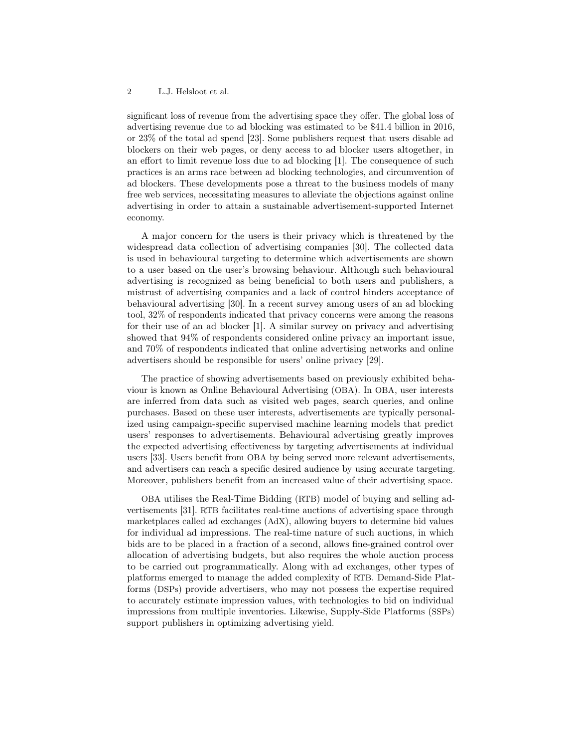significant loss of revenue from the advertising space they offer. The global loss of advertising revenue due to ad blocking was estimated to be $41.4 billion in 2016, or 23% of the total ad spend [23]. Some publishers request that users disable ad blockers on their web pages, or deny access to ad blocker users altogether, in an effort to limit revenue loss due to ad blocking [1]. The consequence of such practices is an arms race between ad blocking technologies, and circumvention of ad blockers. These developments pose a threat to the business models of many free web services, necessitating measures to alleviate the objections against online advertising in order to attain a sustainable advertisement-supported Internet economy.

A major concern for the users is their privacy which is threatened by the widespread data collection of advertising companies [30]. The collected data is used in behavioural targeting to determine which advertisements are shown to a user based on the user's browsing behaviour. Although such behavioural advertising is recognized as being beneficial to both users and publishers, a mistrust of advertising companies and a lack of control hinders acceptance of behavioural advertising [30]. In a recent survey among users of an ad blocking tool, 32% of respondents indicated that privacy concerns were among the reasons for their use of an ad blocker [1]. A similar survey on privacy and advertising showed that 94% of respondents considered online privacy an important issue, and 70% of respondents indicated that online advertising networks and online advertisers should be responsible for users' online privacy [29].

The practice of showing advertisements based on previously exhibited behaviour is known as Online Behavioural Advertising (OBA). In OBA, user interests are inferred from data such as visited web pages, search queries, and online purchases. Based on these user interests, advertisements are typically personalized using campaign-specific supervised machine learning models that predict users' responses to advertisements. Behavioural advertising greatly improves the expected advertising effectiveness by targeting advertisements at individual users [33]. Users benefit from OBA by being served more relevant advertisements, and advertisers can reach a specific desired audience by using accurate targeting. Moreover, publishers benefit from an increased value of their advertising space.

OBA utilises the Real-Time Bidding (RTB) model of buying and selling advertisements [31]. RTB facilitates real-time auctions of advertising space through marketplaces called ad exchanges (AdX), allowing buyers to determine bid values for individual ad impressions. The real-time nature of such auctions, in which bids are to be placed in a fraction of a second, allows fine-grained control over allocation of advertising budgets, but also requires the whole auction process to be carried out programmatically. Along with ad exchanges, other types of platforms emerged to manage the added complexity of RTB. Demand-Side Platforms (DSPs) provide advertisers, who may not possess the expertise required to accurately estimate impression values, with technologies to bid on individual impressions from multiple inventories. Likewise, Supply-Side Platforms (SSPs) support publishers in optimizing advertising yield.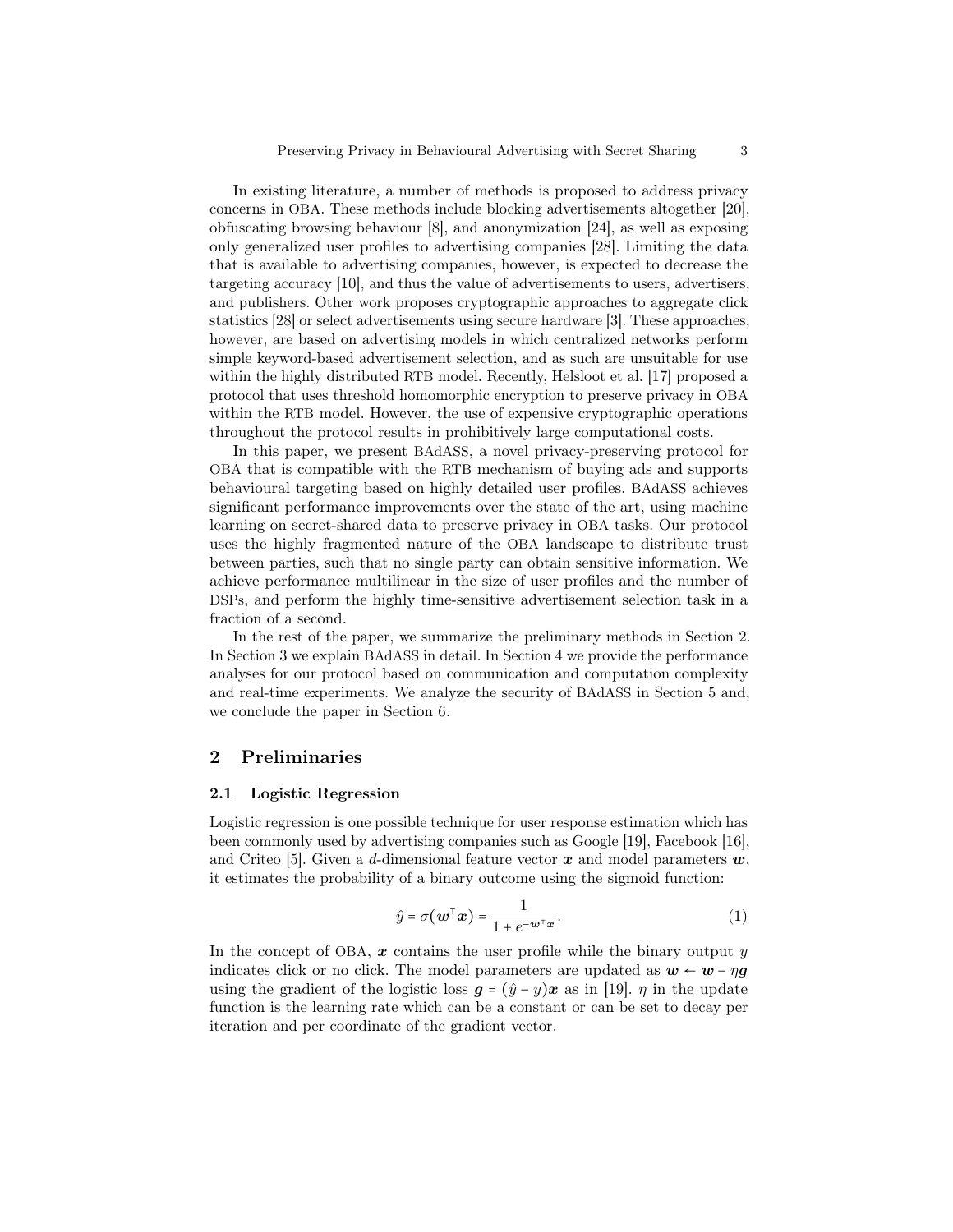In existing literature, a number of methods is proposed to address privacy concerns in OBA. These methods include blocking advertisements altogether [20], obfuscating browsing behaviour [8], and anonymization [24], as well as exposing only generalized user profiles to advertising companies [28]. Limiting the data that is available to advertising companies, however, is expected to decrease the targeting accuracy [10], and thus the value of advertisements to users, advertisers, and publishers. Other work proposes cryptographic approaches to aggregate click statistics [28] or select advertisements using secure hardware [3]. These approaches, however, are based on advertising models in which centralized networks perform simple keyword-based advertisement selection, and as such are unsuitable for use within the highly distributed RTB model. Recently, Helsloot et al. [17] proposed a protocol that uses threshold homomorphic encryption to preserve privacy in OBA within the RTB model. However, the use of expensive cryptographic operations throughout the protocol results in prohibitively large computational costs.

In this paper, we present BAdASS, a novel privacy-preserving protocol for OBA that is compatible with the RTB mechanism of buying ads and supports behavioural targeting based on highly detailed user profiles. BAdASS achieves significant performance improvements over the state of the art, using machine learning on secret-shared data to preserve privacy in OBA tasks. Our protocol uses the highly fragmented nature of the OBA landscape to distribute trust between parties, such that no single party can obtain sensitive information. We achieve performance multilinear in the size of user profiles and the number of DSPs, and perform the highly time-sensitive advertisement selection task in a fraction of a second.

In the rest of the paper, we summarize the preliminary methods in Section 2. In Section 3 we explain BAdASS in detail. In Section 4 we provide the performance analyses for our protocol based on communication and computation complexity and real-time experiments. We analyze the security of BAdASS in Section 5 and, we conclude the paper in Section 6.

## 2 Preliminaries

### 2.1 Logistic Regression

Logistic regression is one possible technique for user response estimation which has been commonly used by advertising companies such as Google [19], Facebook [16], and Criteo [5]. Given a $d$-dimensional feature vector $\boldsymbol{x}$ and model parameters $\boldsymbol{w}$, it estimates the probability of a binary outcome using the sigmoid function:

$$\hat{y} = \sigma(\boldsymbol{w}^\top \boldsymbol{x}) = \frac{1}{1 + e^{-\boldsymbol{w}^\top \boldsymbol{x}}}. \tag{1}$$

In the concept of OBA, $\boldsymbol{x}$ contains the user profile while the binary output $y$ indicates click or no click. The model parameters are updated as $\boldsymbol{w} \leftarrow \boldsymbol{w} - \eta \boldsymbol{g}$ using the gradient of the logistic loss $\boldsymbol{g} = (\hat{y} - y)\boldsymbol{x}$ as in [19]. $\eta$ in the update function is the learning rate which can be a constant or can be set to decay per iteration and per coordinate of the gradient vector.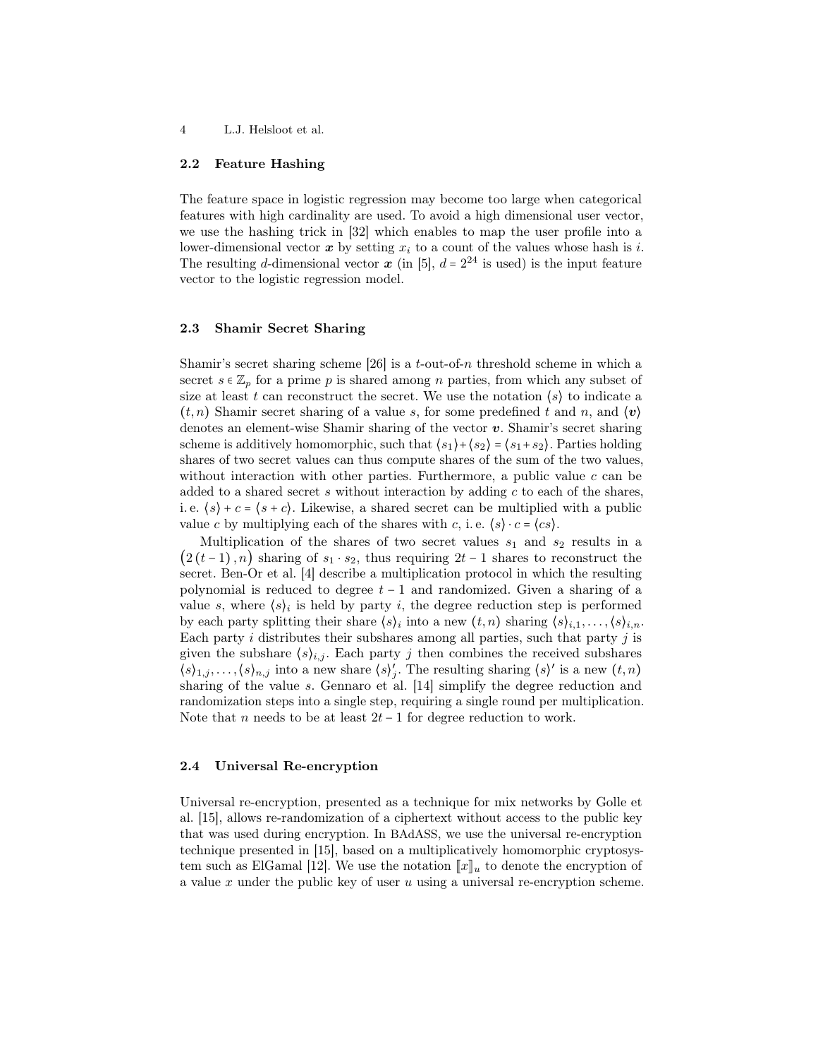### 2.2 Feature Hashing

The feature space in logistic regression may become too large when categorical features with high cardinality are used. To avoid a high dimensional user vector, we use the hashing trick in [32] which enables to map the user profile into a lower-dimensional vector $\boldsymbol{x}$ by setting $x_i$ to a count of the values whose hash is $i$. The resulting $d$-dimensional vector $\boldsymbol{x}$ (in [5], $d = 2^{24}$ is used) is the input feature vector to the logistic regression model.

### 2.3 Shamir Secret Sharing

Shamir's secret sharing scheme [26] is a $t$-out-of-$n$ threshold scheme in which a secret $s \in \mathbb{Z}_p$ for a prime $p$ is shared among $n$ parties, from which any subset of size at least $t$ can reconstruct the secret. We use the notation $\langle s \rangle$ to indicate a $(t, n)$ Shamir secret sharing of a value $s$, for some predefined $t$ and $n$, and $\langle \boldsymbol{v} \rangle$ denotes an element-wise Shamir sharing of the vector $\boldsymbol{v}$. Shamir's secret sharing scheme is additively homomorphic, such that $\langle s_1 \rangle + \langle s_2 \rangle = \langle s_1 + s_2 \rangle$. Parties holding shares of two secret values can thus compute shares of the sum of the two values, without interaction with other parties. Furthermore, a public value $c$ can be added to a shared secret $s$ without interaction by adding $c$ to each of the shares, i. e. $\langle s \rangle + c = \langle s + c \rangle$. Likewise, a shared secret can be multiplied with a public value $c$ by multiplying each of the shares with $c$, i. e. $\langle s \rangle \cdot c = \langle cs \rangle$.

Multiplication of the shares of two secret values $s_1$ and $s_2$ results in a $\left(2\left(t-1\right), n\right)$ sharing of $s_1 \cdot s_2$, thus requiring $2t - 1$ shares to reconstruct the secret. Ben-Or et al. [4] describe a multiplication protocol in which the resulting polynomial is reduced to degree $t - 1$ and randomized. Given a sharing of a value $s$, where $\langle s \rangle_i$ is held by party $i$, the degree reduction step is performed by each party splitting their share $\langle s \rangle_i$ into a new $(t, n)$ sharing $\langle s \rangle_{i,1}, \ldots, \langle s \rangle_{i,n}$. Each party $i$ distributes their subshares among all parties, such that party $j$ is given the subshare $\langle s \rangle_{i,j}$. Each party $j$ then combines the received subshares $\langle s \rangle_{1,j}, \ldots, \langle s \rangle_{n,j}$ into a new share $\langle s \rangle'_j$. The resulting sharing $\langle s \rangle'$ is a new $(t, n)$ sharing of the value $s$. Gennaro et al. [14] simplify the degree reduction and randomization steps into a single step, requiring a single round per multiplication. Note that $n$ needs to be at least $2t - 1$ for degree reduction to work.

### 2.4 Universal Re-encryption

Universal re-encryption, presented as a technique for mix networks by Golle et al. [15], allows re-randomization of a ciphertext without access to the public key that was used during encryption. In BAdASS, we use the universal re-encryption technique presented in [15], based on a multiplicatively homomorphic cryptosystem such as ElGamal [12]. We use the notation $[\![x]\!]_u$ to denote the encryption of a value $x$ under the public key of user $u$ using a universal re-encryption scheme.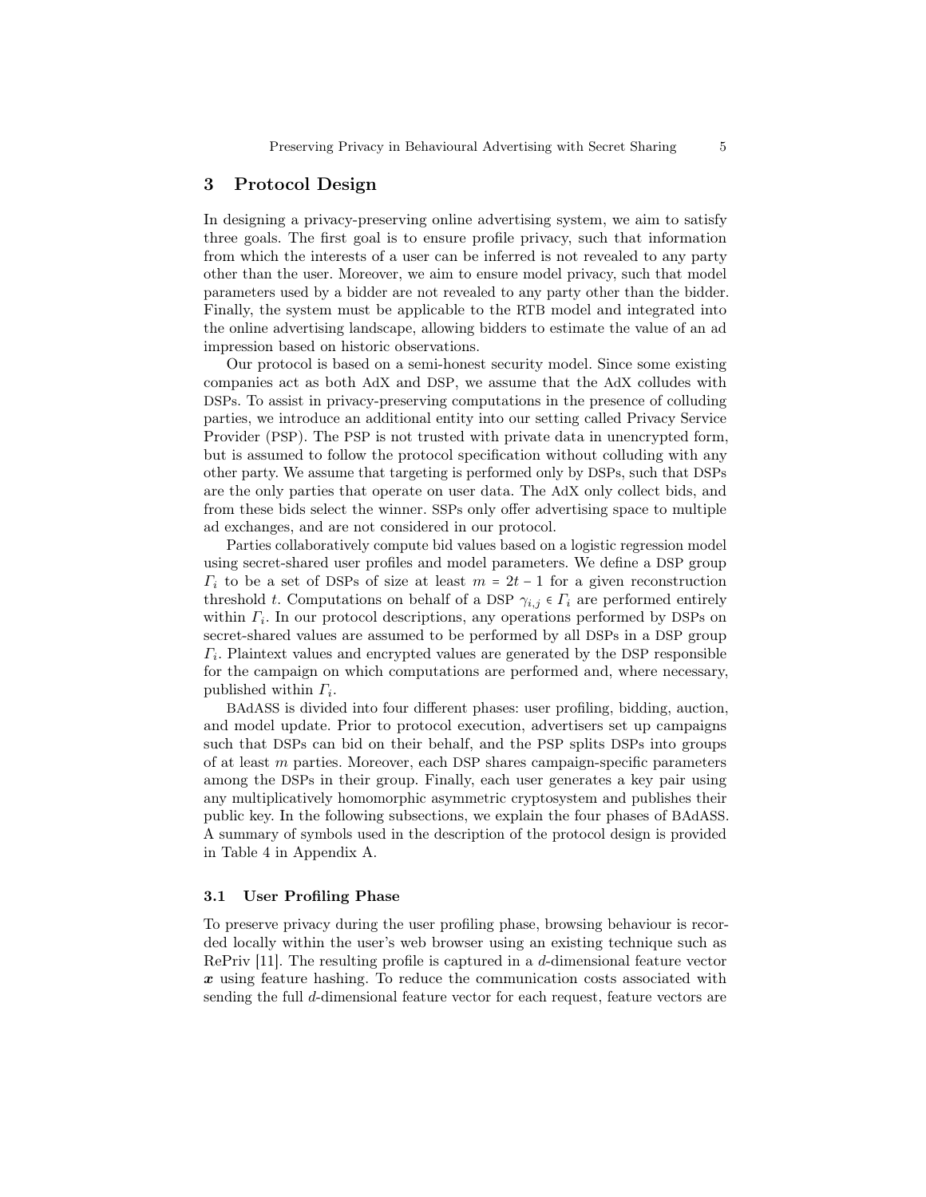## 3 Protocol Design

In designing a privacy-preserving online advertising system, we aim to satisfy three goals. The first goal is to ensure profile privacy, such that information from which the interests of a user can be inferred is not revealed to any party other than the user. Moreover, we aim to ensure model privacy, such that model parameters used by a bidder are not revealed to any party other than the bidder. Finally, the system must be applicable to the RTB model and integrated into the online advertising landscape, allowing bidders to estimate the value of an ad impression based on historic observations.

Our protocol is based on a semi-honest security model. Since some existing companies act as both AdX and DSP, we assume that the AdX colludes with DSPs. To assist in privacy-preserving computations in the presence of colluding parties, we introduce an additional entity into our setting called Privacy Service Provider (PSP). The PSP is not trusted with private data in unencrypted form, but is assumed to follow the protocol specification without colluding with any other party. We assume that targeting is performed only by DSPs, such that DSPs are the only parties that operate on user data. The AdX only collect bids, and from these bids select the winner. SSPs only offer advertising space to multiple ad exchanges, and are not considered in our protocol.

Parties collaboratively compute bid values based on a logistic regression model using secret-shared user profiles and model parameters. We define a DSP group $\Gamma_i$ to be a set of DSPs of size at least $m = 2t - 1$ for a given reconstruction threshold $t$. Computations on behalf of a DSP $\gamma_{i,j} \in \Gamma_i$ are performed entirely within $\Gamma_i$. In our protocol descriptions, any operations performed by DSPs on secret-shared values are assumed to be performed by all DSPs in a DSP group $\Gamma_i$. Plaintext values and encrypted values are generated by the DSP responsible for the campaign on which computations are performed and, where necessary, published within $\Gamma_i$.

BAdASS is divided into four different phases: user profiling, bidding, auction, and model update. Prior to protocol execution, advertisers set up campaigns such that DSPs can bid on their behalf, and the PSP splits DSPs into groups of at least $m$ parties. Moreover, each DSP shares campaign-specific parameters among the DSPs in their group. Finally, each user generates a key pair using any multiplicatively homomorphic asymmetric cryptosystem and publishes their public key. In the following subsections, we explain the four phases of BAdASS. A summary of symbols used in the description of the protocol design is provided in Table 4 in Appendix A.

### 3.1 User Profiling Phase

To preserve privacy during the user profiling phase, browsing behaviour is recorded locally within the user's web browser using an existing technique such as RePriv [11]. The resulting profile is captured in a $d$-dimensional feature vector $\boldsymbol{x}$ using feature hashing. To reduce the communication costs associated with sending the full $d$-dimensional feature vector for each request, feature vectors are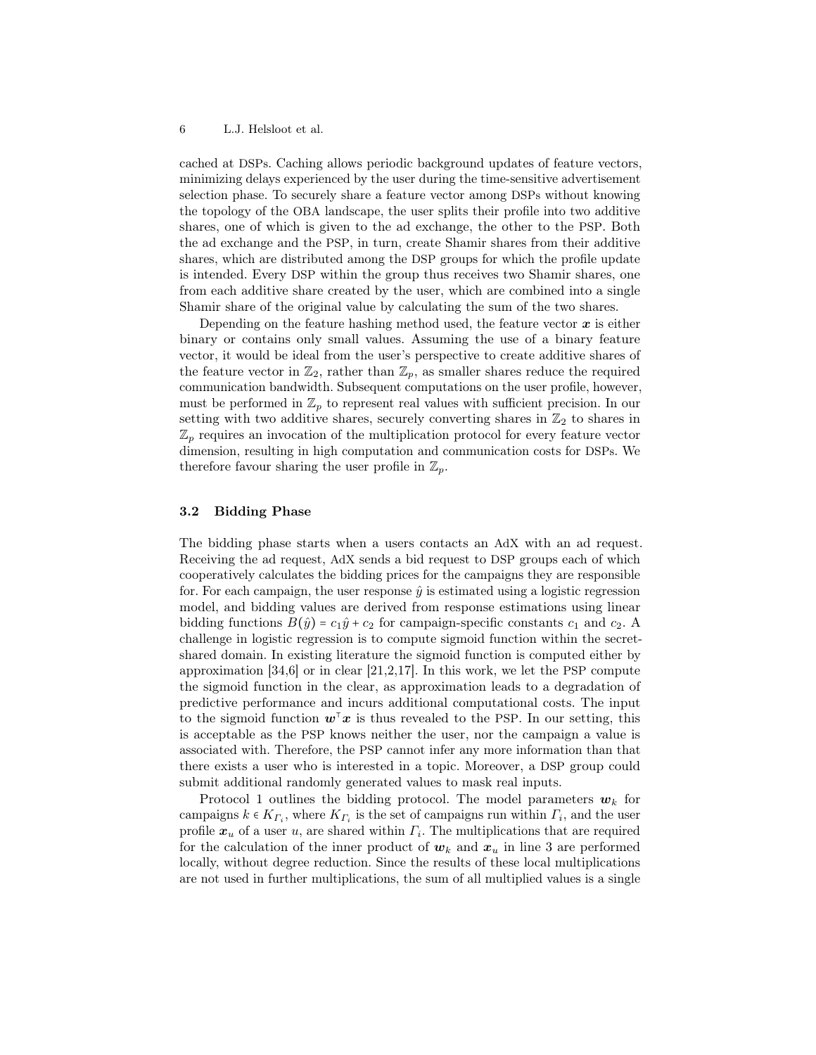cached at DSPs. Caching allows periodic background updates of feature vectors, minimizing delays experienced by the user during the time-sensitive advertisement selection phase. To securely share a feature vector among DSPs without knowing the topology of the OBA landscape, the user splits their profile into two additive shares, one of which is given to the ad exchange, the other to the PSP. Both the ad exchange and the PSP, in turn, create Shamir shares from their additive shares, which are distributed among the DSP groups for which the profile update is intended. Every DSP within the group thus receives two Shamir shares, one from each additive share created by the user, which are combined into a single Shamir share of the original value by calculating the sum of the two shares.

Depending on the feature hashing method used, the feature vector $\boldsymbol{x}$ is either binary or contains only small values. Assuming the use of a binary feature vector, it would be ideal from the user's perspective to create additive shares of the feature vector in $\mathbb{Z}_2$, rather than $\mathbb{Z}_p$, as smaller shares reduce the required communication bandwidth. Subsequent computations on the user profile, however, must be performed in $\mathbb{Z}_p$ to represent real values with sufficient precision. In our setting with two additive shares, securely converting shares in $\mathbb{Z}_2$ to shares in $\mathbb{Z}_p$ requires an invocation of the multiplication protocol for every feature vector dimension, resulting in high computation and communication costs for DSPs. We therefore favour sharing the user profile in $\mathbb{Z}_p$.

### 3.2 Bidding Phase

The bidding phase starts when a users contacts an AdX with an ad request. Receiving the ad request, AdX sends a bid request to DSP groups each of which cooperatively calculates the bidding prices for the campaigns they are responsible for. For each campaign, the user response $\hat{y}$ is estimated using a logistic regression model, and bidding values are derived from response estimations using linear bidding functions $B(\hat{y}) = c_1\hat{y} + c_2$ for campaign-specific constants $c_1$ and $c_2$. A challenge in logistic regression is to compute sigmoid function within the secret-shared domain. In existing literature the sigmoid function is computed either by approximation [34,6] or in clear [21,2,17]. In this work, we let the PSP compute the sigmoid function in the clear, as approximation leads to a degradation of predictive performance and incurs additional computational costs. The input to the sigmoid function $\boldsymbol{w}^\intercal\boldsymbol{x}$ is thus revealed to the PSP. In our setting, this is acceptable as the PSP knows neither the user, nor the campaign a value is associated with. Therefore, the PSP cannot infer any more information than that there exists a user who is interested in a topic. Moreover, a DSP group could submit additional randomly generated values to mask real inputs.

Protocol 1 outlines the bidding protocol. The model parameters $\boldsymbol{w}_k$ for campaigns $k \in K_{\Gamma_i}$, where $K_{\Gamma_i}$ is the set of campaigns run within $\Gamma_i$, and the user profile $\boldsymbol{x}_u$ of a user $u$, are shared within $\Gamma_i$. The multiplications that are required for the calculation of the inner product of $\boldsymbol{w}_k$ and $\boldsymbol{x}_u$ in line 3 are performed locally, without degree reduction. Since the results of these local multiplications are not used in further multiplications, the sum of all multiplied values is a single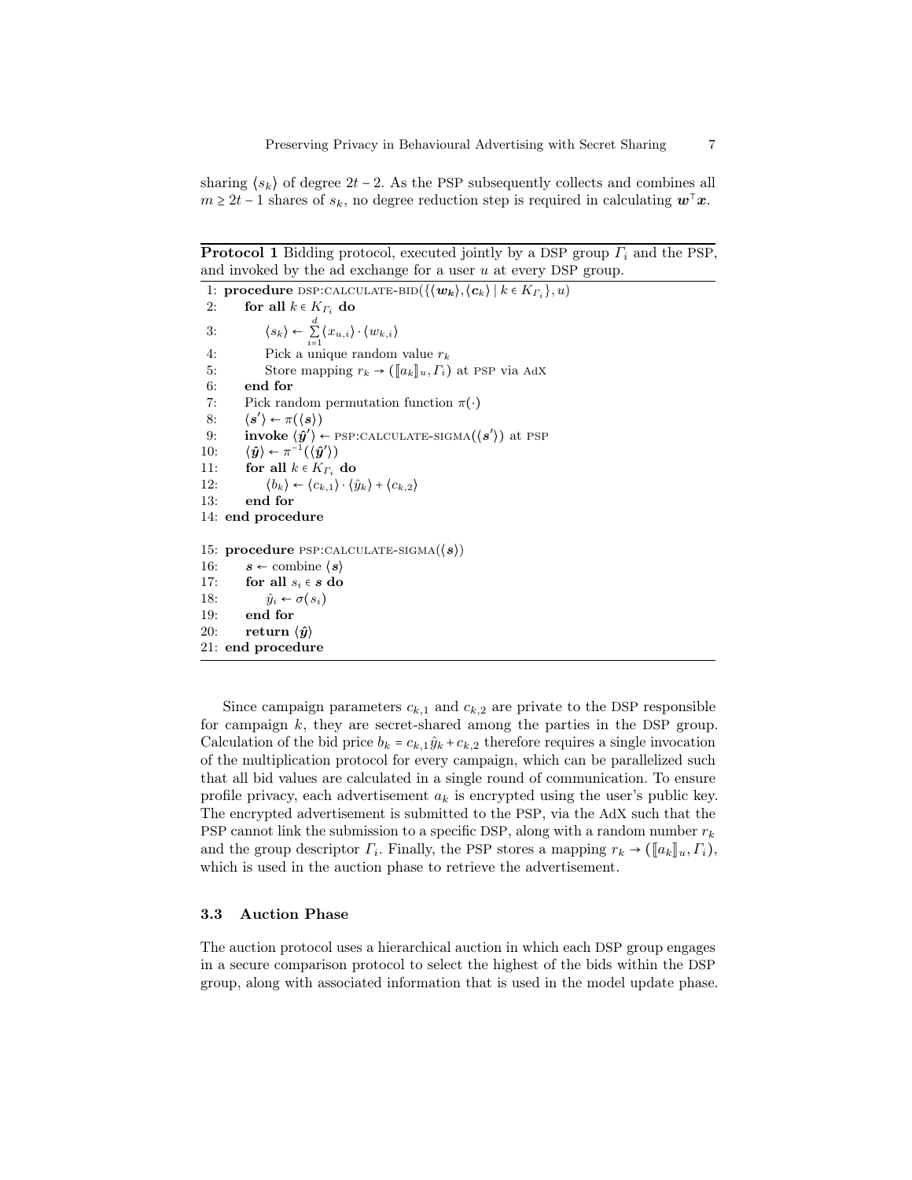sharing $\langle s_k \rangle$ of degree $2t-2$. As the PSP subsequently collects and combines all $m \geq 2t-1$ shares of $s_k$, no degree reduction step is required in calculating $\boldsymbol{w}^\top \boldsymbol{x}$.

**Protocol 1** Bidding protocol, executed jointly by a DSP group $\Gamma_i$ and the PSP, and invoked by the ad exchange for a user $u$ at every DSP group.

```
 1: procedure DSP:CALCULATE-BID({⟨w_k⟩, ⟨c_k⟩ | k ∈ K_{Γ_i}}, u)
 2:     for all k ∈ K_{Γ_i} do
 3:         ⟨s_k⟩ ← Σ_{i=1}^{d} ⟨x_{u,i}⟩ · ⟨w_{k,i}⟩
 4:         Pick a unique random value r_k
 5:         Store mapping r_k → (⟦a_k⟧_u, Γ_i) at PSP via AdX
 6:     end for
 7:     Pick random permutation function π(·)
 8:     ⟨s'⟩ ← π(⟨s⟩)
 9:     invoke ⟨ŷ'⟩ ← PSP:CALCULATE-SIGMA(⟨s'⟩) at PSP
10:     ⟨ŷ⟩ ← π^{-1}(⟨ŷ'⟩)
11:     for all k ∈ K_{Γ_i} do
12:         ⟨b_k⟩ ← ⟨c_{k,1}⟩ · ⟨ŷ_k⟩ + ⟨c_{k,2}⟩
13:     end for
14: end procedure

15: procedure PSP:CALCULATE-SIGMA(⟨s⟩)
16:     s ← combine ⟨s⟩
17:     for all s_i ∈ s do
18:         ŷ_i ← σ(s_i)
19:     end for
20:     return ⟨ŷ⟩
21: end procedure
```

Since campaign parameters $c_{k,1}$ and $c_{k,2}$ are private to the DSP responsible for campaign $k$, they are secret-shared among the parties in the DSP group. Calculation of the bid price $b_k = c_{k,1}\hat{y}_k + c_{k,2}$ therefore requires a single invocation of the multiplication protocol for every campaign, which can be parallelized such that all bid values are calculated in a single round of communication. To ensure profile privacy, each advertisement $a_k$ is encrypted using the user's public key. The encrypted advertisement is submitted to the PSP, via the AdX such that the PSP cannot link the submission to a specific DSP, along with a random number $r_k$ and the group descriptor $\Gamma_i$. Finally, the PSP stores a mapping $r_k \rightarrow (\llbracket a_k \rrbracket_u, \Gamma_i)$, which is used in the auction phase to retrieve the advertisement.

### 3.3 Auction Phase

The auction protocol uses a hierarchical auction in which each DSP group engages in a secure comparison protocol to select the highest of the bids within the DSP group, along with associated information that is used in the model update phase.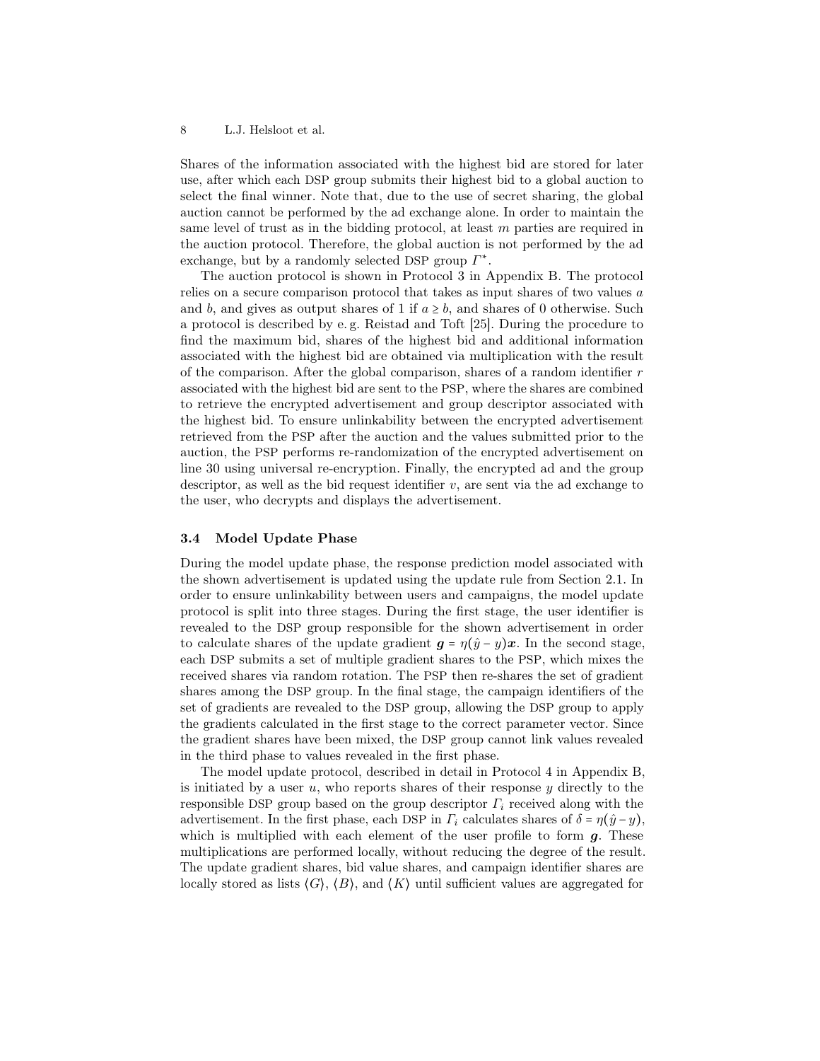Shares of the information associated with the highest bid are stored for later use, after which each DSP group submits their highest bid to a global auction to select the final winner. Note that, due to the use of secret sharing, the global auction cannot be performed by the ad exchange alone. In order to maintain the same level of trust as in the bidding protocol, at least $m$ parties are required in the auction protocol. Therefore, the global auction is not performed by the ad exchange, but by a randomly selected DSP group $\Gamma^*$.

The auction protocol is shown in Protocol 3 in Appendix B. The protocol relies on a secure comparison protocol that takes as input shares of two values $a$ and $b$, and gives as output shares of 1 if $a \geq b$, and shares of 0 otherwise. Such a protocol is described by e. g. Reistad and Toft [25]. During the procedure to find the maximum bid, shares of the highest bid and additional information associated with the highest bid are obtained via multiplication with the result of the comparison. After the global comparison, shares of a random identifier $r$ associated with the highest bid are sent to the PSP, where the shares are combined to retrieve the encrypted advertisement and group descriptor associated with the highest bid. To ensure unlinkability between the encrypted advertisement retrieved from the PSP after the auction and the values submitted prior to the auction, the PSP performs re-randomization of the encrypted advertisement on line 30 using universal re-encryption. Finally, the encrypted ad and the group descriptor, as well as the bid request identifier $v$, are sent via the ad exchange to the user, who decrypts and displays the advertisement.

### 3.4 Model Update Phase

During the model update phase, the response prediction model associated with the shown advertisement is updated using the update rule from Section 2.1. In order to ensure unlinkability between users and campaigns, the model update protocol is split into three stages. During the first stage, the user identifier is revealed to the DSP group responsible for the shown advertisement in order to calculate shares of the update gradient $\boldsymbol{g} = \eta(\hat{y} - y)\boldsymbol{x}$. In the second stage, each DSP submits a set of multiple gradient shares to the PSP, which mixes the received shares via random rotation. The PSP then re-shares the set of gradient shares among the DSP group. In the final stage, the campaign identifiers of the set of gradients are revealed to the DSP group, allowing the DSP group to apply the gradients calculated in the first stage to the correct parameter vector. Since the gradient shares have been mixed, the DSP group cannot link values revealed in the third phase to values revealed in the first phase.

The model update protocol, described in detail in Protocol 4 in Appendix B, is initiated by a user $u$, who reports shares of their response $y$ directly to the responsible DSP group based on the group descriptor $\Gamma_i$ received along with the advertisement. In the first phase, each DSP in $\Gamma_i$ calculates shares of $\delta = \eta(\hat{y} - y)$, which is multiplied with each element of the user profile to form $\boldsymbol{g}$. These multiplications are performed locally, without reducing the degree of the result. The update gradient shares, bid value shares, and campaign identifier shares are locally stored as lists $\langle G \rangle$, $\langle B \rangle$, and $\langle K \rangle$ until sufficient values are aggregated for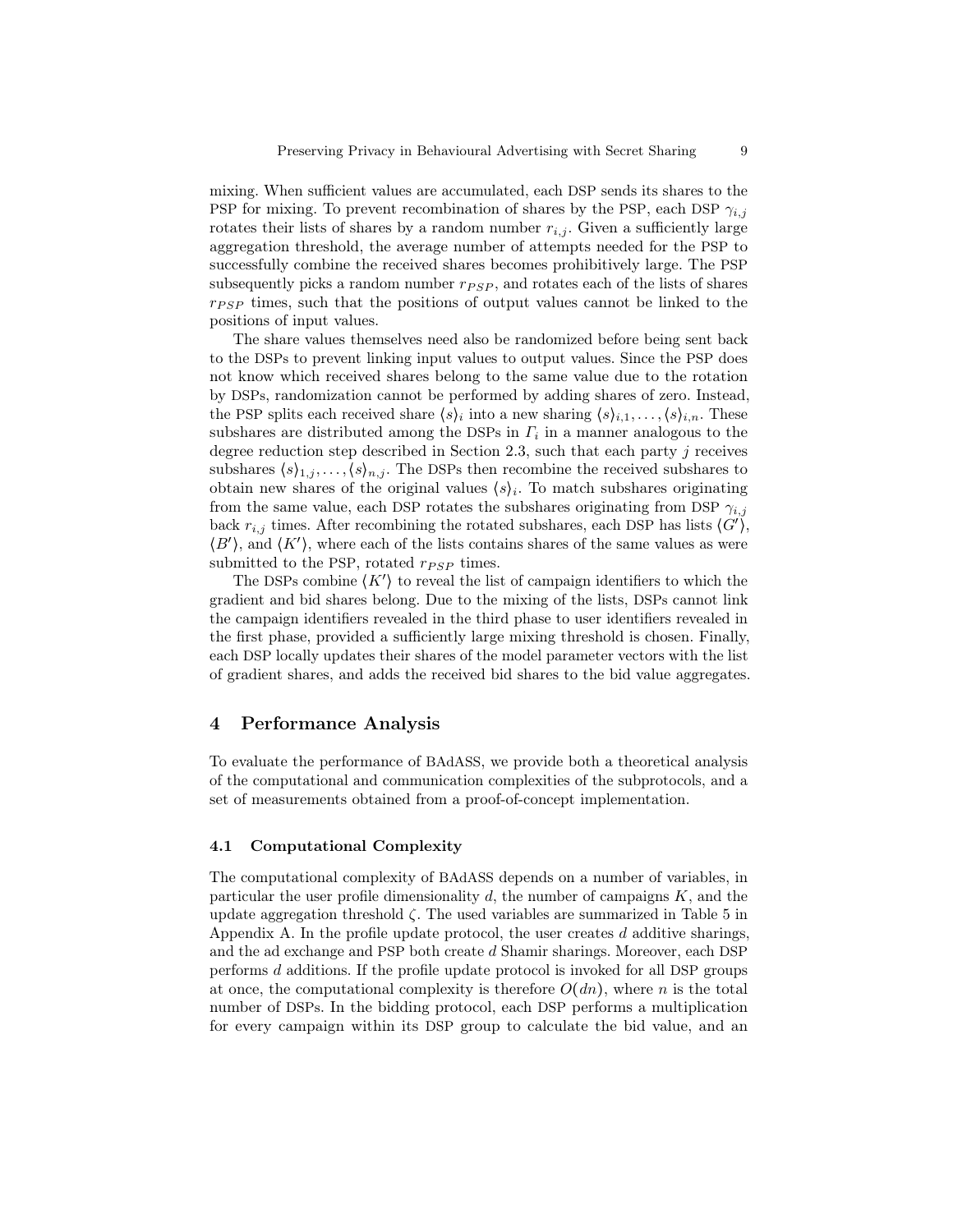mixing. When sufficient values are accumulated, each DSP sends its shares to the PSP for mixing. To prevent recombination of shares by the PSP, each DSP $\gamma_{i,j}$ rotates their lists of shares by a random number $r_{i,j}$. Given a sufficiently large aggregation threshold, the average number of attempts needed for the PSP to successfully combine the received shares becomes prohibitively large. The PSP subsequently picks a random number $r_{PSP}$, and rotates each of the lists of shares $r_{PSP}$ times, such that the positions of output values cannot be linked to the positions of input values.

The share values themselves need also be randomized before being sent back to the DSPs to prevent linking input values to output values. Since the PSP does not know which received shares belong to the same value due to the rotation by DSPs, randomization cannot be performed by adding shares of zero. Instead, the PSP splits each received share $\langle s \rangle_i$ into a new sharing $\langle s \rangle_{i,1}, \ldots, \langle s \rangle_{i,n}$. These subshares are distributed among the DSPs in $\Gamma_i$ in a manner analogous to the degree reduction step described in Section 2.3, such that each party $j$ receives subshares $\langle s \rangle_{1,j}, \ldots, \langle s \rangle_{n,j}$. The DSPs then recombine the received subshares to obtain new shares of the original values $\langle s \rangle_i$. To match subshares originating from the same value, each DSP rotates the subshares originating from DSP $\gamma_{i,j}$ back $r_{i,j}$ times. After recombining the rotated subshares, each DSP has lists $\langle G' \rangle$, $\langle B' \rangle$, and $\langle K' \rangle$, where each of the lists contains shares of the same values as were submitted to the PSP, rotated $r_{PSP}$ times.

The DSPs combine $\langle K' \rangle$ to reveal the list of campaign identifiers to which the gradient and bid shares belong. Due to the mixing of the lists, DSPs cannot link the campaign identifiers revealed in the third phase to user identifiers revealed in the first phase, provided a sufficiently large mixing threshold is chosen. Finally, each DSP locally updates their shares of the model parameter vectors with the list of gradient shares, and adds the received bid shares to the bid value aggregates.

## 4 Performance Analysis

To evaluate the performance of BAdASS, we provide both a theoretical analysis of the computational and communication complexities of the subprotocols, and a set of measurements obtained from a proof-of-concept implementation.

### 4.1 Computational Complexity

The computational complexity of BAdASS depends on a number of variables, in particular the user profile dimensionality $d$, the number of campaigns $K$, and the update aggregation threshold $\zeta$. The used variables are summarized in Table 5 in Appendix A. In the profile update protocol, the user creates $d$ additive sharings, and the ad exchange and PSP both create $d$ Shamir sharings. Moreover, each DSP performs $d$ additions. If the profile update protocol is invoked for all DSP groups at once, the computational complexity is therefore $O(dn)$, where $n$ is the total number of DSPs. In the bidding protocol, each DSP performs a multiplication for every campaign within its DSP group to calculate the bid value, and an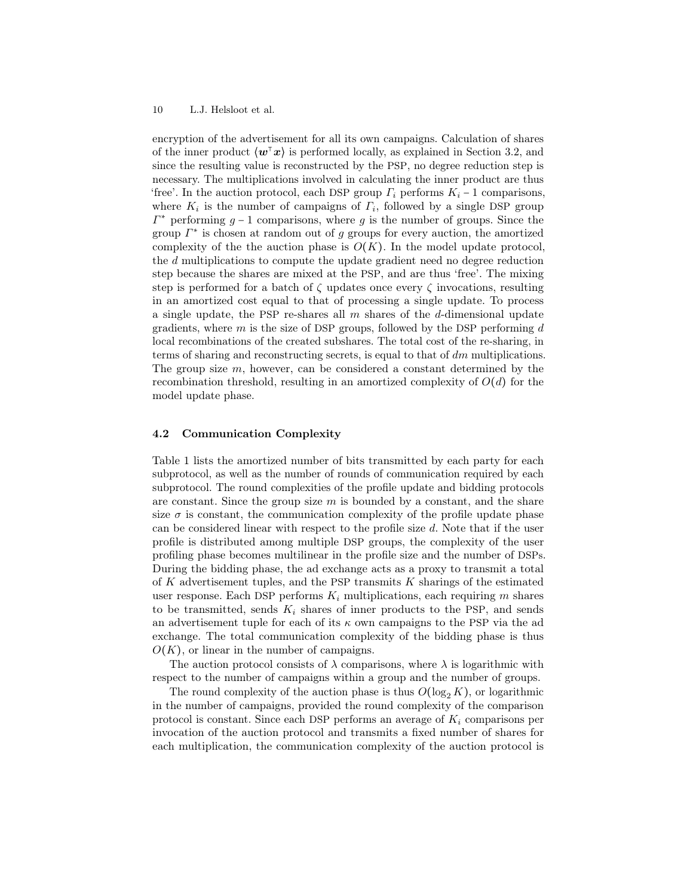encryption of the advertisement for all its own campaigns. Calculation of shares of the inner product $\langle \boldsymbol{w}^\intercal \boldsymbol{x} \rangle$ is performed locally, as explained in Section 3.2, and since the resulting value is reconstructed by the PSP, no degree reduction step is necessary. The multiplications involved in calculating the inner product are thus 'free'. In the auction protocol, each DSP group $\Gamma_i$ performs $K_i - 1$ comparisons, where $K_i$ is the number of campaigns of $\Gamma_i$, followed by a single DSP group $\Gamma^*$ performing $g - 1$ comparisons, where $g$ is the number of groups. Since the group $\Gamma^*$ is chosen at random out of $g$ groups for every auction, the amortized complexity of the the auction phase is $O(K)$. In the model update protocol, the $d$ multiplications to compute the update gradient need no degree reduction step because the shares are mixed at the PSP, and are thus 'free'. The mixing step is performed for a batch of $\zeta$ updates once every $\zeta$ invocations, resulting in an amortized cost equal to that of processing a single update. To process a single update, the PSP re-shares all $m$ shares of the $d$-dimensional update gradients, where $m$ is the size of DSP groups, followed by the DSP performing $d$ local recombinations of the created subshares. The total cost of the re-sharing, in terms of sharing and reconstructing secrets, is equal to that of $dm$ multiplications. The group size $m$, however, can be considered a constant determined by the recombination threshold, resulting in an amortized complexity of $O(d)$ for the model update phase.

### 4.2 Communication Complexity

Table 1 lists the amortized number of bits transmitted by each party for each subprotocol, as well as the number of rounds of communication required by each subprotocol. The round complexities of the profile update and bidding protocols are constant. Since the group size $m$ is bounded by a constant, and the share size $\sigma$ is constant, the communication complexity of the profile update phase can be considered linear with respect to the profile size $d$. Note that if the user profile is distributed among multiple DSP groups, the complexity of the user profiling phase becomes multilinear in the profile size and the number of DSPs. During the bidding phase, the ad exchange acts as a proxy to transmit a total of $K$ advertisement tuples, and the PSP transmits $K$ sharings of the estimated user response. Each DSP performs $K_i$ multiplications, each requiring $m$ shares to be transmitted, sends $K_i$ shares of inner products to the PSP, and sends an advertisement tuple for each of its $\kappa$ own campaigns to the PSP via the ad exchange. The total communication complexity of the bidding phase is thus $O(K)$, or linear in the number of campaigns.

The auction protocol consists of $\lambda$ comparisons, where $\lambda$ is logarithmic with respect to the number of campaigns within a group and the number of groups.

The round complexity of the auction phase is thus $O(\log_2 K)$, or logarithmic in the number of campaigns, provided the round complexity of the comparison protocol is constant. Since each DSP performs an average of $K_i$ comparisons per invocation of the auction protocol and transmits a fixed number of shares for each multiplication, the communication complexity of the auction protocol is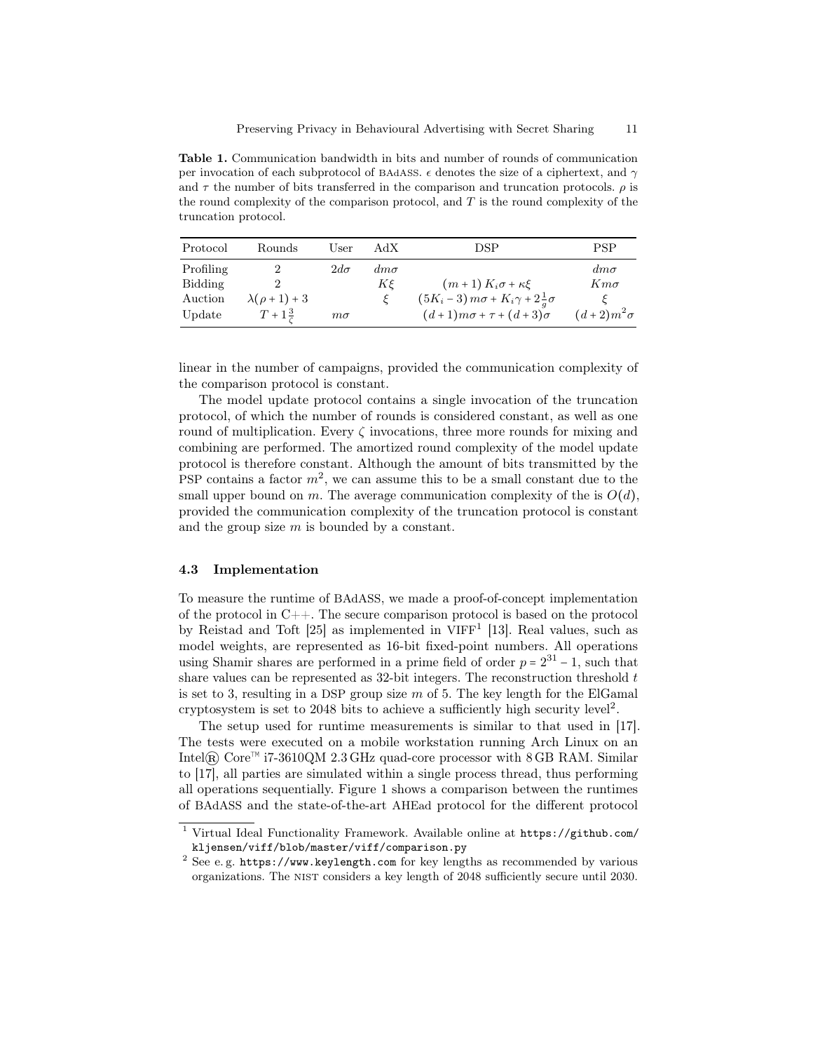**Table 1.** Communication bandwidth in bits and number of rounds of communication per invocation of each subprotocol of BAdASS. $\epsilon$ denotes the size of a ciphertext, and $\gamma$ and $\tau$ the number of bits transferred in the comparison and truncation protocols. $\rho$ is the round complexity of the comparison protocol, and $T$ is the round complexity of the truncation protocol.

| Protocol | Rounds | User | AdX | DSP | PSP |
|---|---|---|---|---|---|
| Profiling | 2 | $2d\sigma$ | $dm\sigma$ | | $dm\sigma$ |
| Bidding | 2 | | $K\xi$ | $(m+1)\,K_i\sigma + \kappa\xi$ | $Km\sigma$ |
| Auction | $\lambda(\rho+1)+3$ | | $\xi$ | $(5K_i-3)\,m\sigma + K_i\gamma + 2\frac{1}{g}\sigma$ | $\xi$ |
| Update | $T+1\frac{3}{\zeta}$ | $m\sigma$ | | $(d+1)m\sigma + \tau + (d+3)\sigma$ | $(d+2)m^2\sigma$ |

linear in the number of campaigns, provided the communication complexity of the comparison protocol is constant.

The model update protocol contains a single invocation of the truncation protocol, of which the number of rounds is considered constant, as well as one round of multiplication. Every $\zeta$ invocations, three more rounds for mixing and combining are performed. The amortized round complexity of the model update protocol is therefore constant. Although the amount of bits transmitted by the PSP contains a factor $m^2$, we can assume this to be a small constant due to the small upper bound on $m$. The average communication complexity of the is $O(d)$, provided the communication complexity of the truncation protocol is constant and the group size $m$ is bounded by a constant.

### 4.3 Implementation

To measure the runtime of BAdASS, we made a proof-of-concept implementation of the protocol in C++. The secure comparison protocol is based on the protocol by Reistad and Toft [25] as implemented in VIFF[1] [13]. Real values, such as model weights, are represented as 16-bit fixed-point numbers. All operations using Shamir shares are performed in a prime field of order $p = 2^{31} - 1$, such that share values can be represented as 32-bit integers. The reconstruction threshold $t$ is set to 3, resulting in a DSP group size $m$ of 5. The key length for the ElGamal cryptosystem is set to 2048 bits to achieve a sufficiently high security level[2].

The setup used for runtime measurements is similar to that used in [17]. The tests were executed on a mobile workstation running Arch Linux on an Intel® Core™ i7-3610QM 2.3 GHz quad-core processor with 8 GB RAM. Similar to [17], all parties are simulated within a single process thread, thus performing all operations sequentially. Figure 1 shows a comparison between the runtimes of BAdASS and the state-of-the-art AHEad protocol for the different protocol

[1] Virtual Ideal Functionality Framework. Available online at https://github.com/kljensen/viff/blob/master/viff/comparison.py

[2] See e. g. https://www.keylength.com for key lengths as recommended by various organizations. The NIST considers a key length of 2048 sufficiently secure until 2030.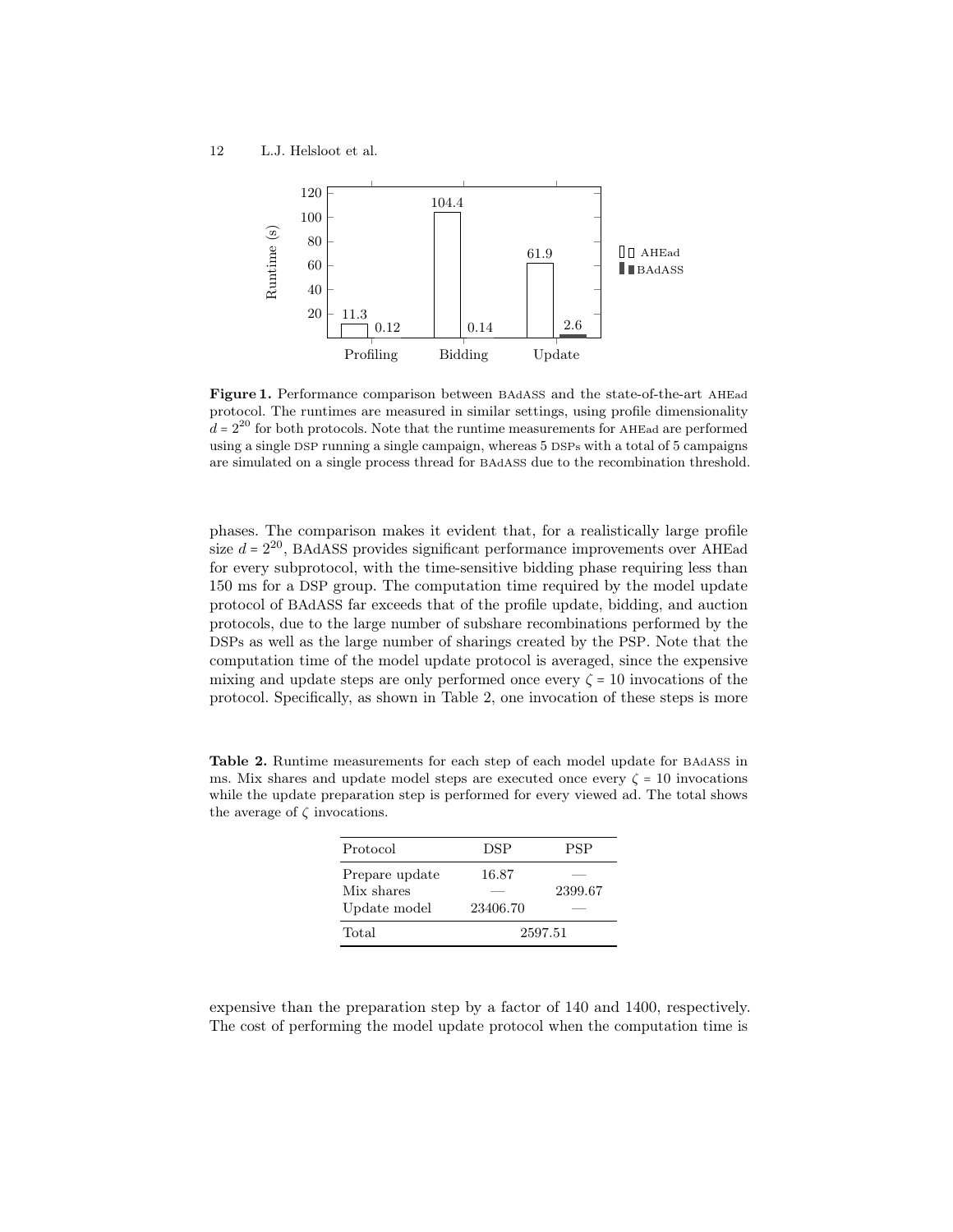Runtime (s)

120
100
80
60
40
20

11.3
0.12
104.4
0.14
61.9
2.6

Profiling
Bidding
Update

AHEad
BAdASS

**Figure 1.** Performance comparison between BAdASS and the state-of-the-art AHEad protocol. The runtimes are measured in similar settings, using profile dimensionality $d = 2^{20}$ for both protocols. Note that the runtime measurements for AHEad are performed using a single DSP running a single campaign, whereas 5 DSPs with a total of 5 campaigns are simulated on a single process thread for BAdASS due to the recombination threshold.

phases. The comparison makes it evident that, for a realistically large profile size $d = 2^{20}$, BAdASS provides significant performance improvements over AHEad for every subprotocol, with the time-sensitive bidding phase requiring less than 150 ms for a DSP group. The computation time required by the model update protocol of BAdASS far exceeds that of the profile update, bidding, and auction protocols, due to the large number of subshare recombinations performed by the DSPs as well as the large number of sharings created by the PSP. Note that the computation time of the model update protocol is averaged, since the expensive mixing and update steps are only performed once every $\zeta = 10$ invocations of the protocol. Specifically, as shown in Table 2, one invocation of these steps is more

**Table 2.** Runtime measurements for each step of each model update for BAdASS in ms. Mix shares and update model steps are executed once every $\zeta = 10$ invocations while the update preparation step is performed for every viewed ad. The total shows the average of $\zeta$ invocations.

| Protocol | DSP | PSP |
|---|---|---|
| Prepare update | 16.87 | — |
| Mix shares | — | 2399.67 |
| Update model | 23406.70 | — |
| Total | 2597.51 | |

expensive than the preparation step by a factor of 140 and 1400, respectively. The cost of performing the model update protocol when the computation time is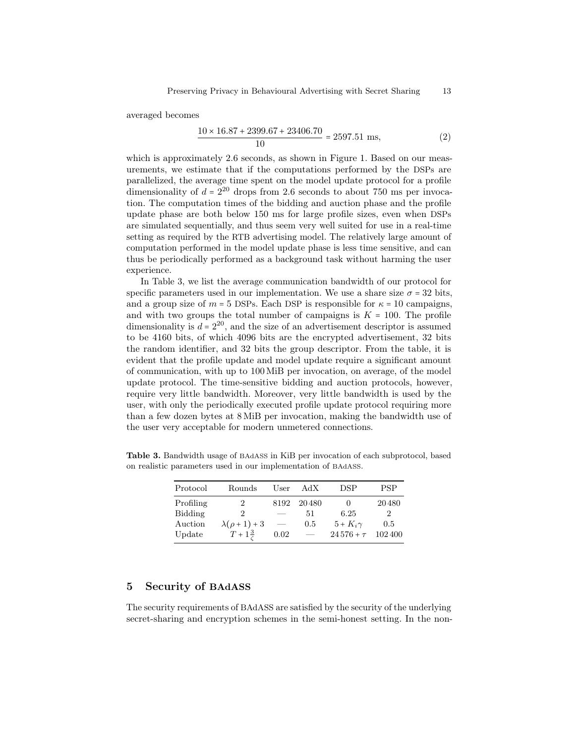averaged becomes

$$\frac{10 \times 16.87 + 2399.67 + 23406.70}{10} = 2597.51 \text{ ms}, \tag{2}$$

which is approximately 2.6 seconds, as shown in Figure 1. Based on our measurements, we estimate that if the computations performed by the DSPs are parallelized, the average time spent on the model update protocol for a profile dimensionality of $d = 2^{20}$ drops from 2.6 seconds to about 750 ms per invocation. The computation times of the bidding and auction phase and the profile update phase are both below 150 ms for large profile sizes, even when DSPs are simulated sequentially, and thus seem very well suited for use in a real-time setting as required by the RTB advertising model. The relatively large amount of computation performed in the model update phase is less time sensitive, and can thus be periodically performed as a background task without harming the user experience.

In Table 3, we list the average communication bandwidth of our protocol for specific parameters used in our implementation. We use a share size $\sigma = 32$ bits, and a group size of $m = 5$ DSPs. Each DSP is responsible for $\kappa = 10$ campaigns, and with two groups the total number of campaigns is $K = 100$. The profile dimensionality is $d = 2^{20}$, and the size of an advertisement descriptor is assumed to be 4160 bits, of which 4096 bits are the encrypted advertisement, 32 bits the random identifier, and 32 bits the group descriptor. From the table, it is evident that the profile update and model update require a significant amount of communication, with up to 100 MiB per invocation, on average, of the model update protocol. The time-sensitive bidding and auction protocols, however, require very little bandwidth. Moreover, very little bandwidth is used by the user, with only the periodically executed profile update protocol requiring more than a few dozen bytes at 8 MiB per invocation, making the bandwidth use of the user very acceptable for modern unmetered connections.

**Table 3.** Bandwidth usage of BAdASS in KiB per invocation of each subprotocol, based on realistic parameters used in our implementation of BAdASS.

| Protocol | Rounds | User | AdX | DSP | PSP |
|---|---|---|---|---|---|
| Profiling | 2 | 8192 | 20 480 | 0 | 20 480 |
| Bidding | 2 | — | 51 | 6.25 | 2 |
| Auction | $\lambda(\rho+1)+3$ | — | 0.5 | $5 + K_i\gamma$ | 0.5 |
| Update | $T + 1\frac{3}{\zeta}$ | 0.02 | — | $24\,576 + \tau$ | 102 400 |

## 5 Security of BAdASS

The security requirements of BAdASS are satisfied by the security of the underlying secret-sharing and encryption schemes in the semi-honest setting. In the non-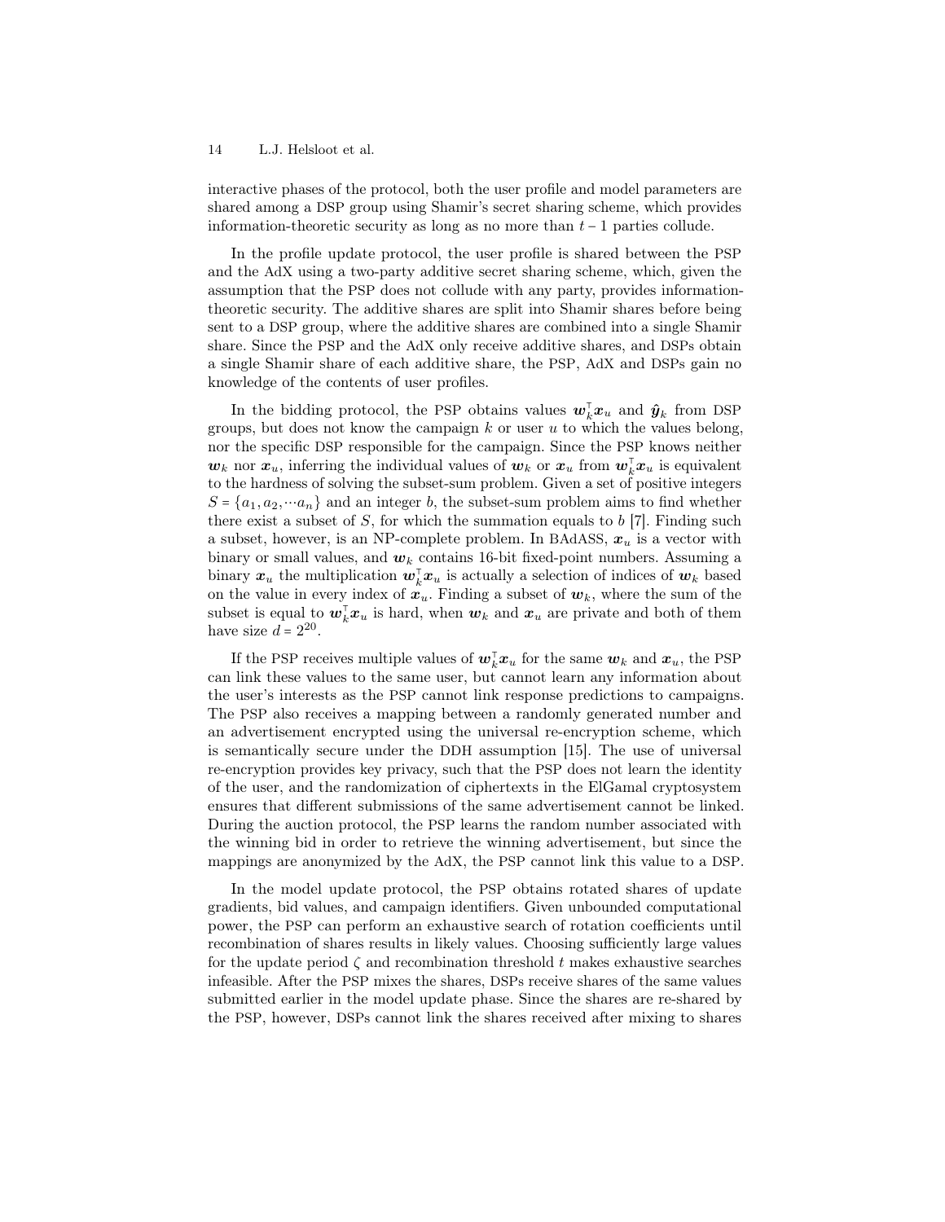interactive phases of the protocol, both the user profile and model parameters are shared among a DSP group using Shamir's secret sharing scheme, which provides information-theoretic security as long as no more than $t - 1$ parties collude.

In the profile update protocol, the user profile is shared between the PSP and the AdX using a two-party additive secret sharing scheme, which, given the assumption that the PSP does not collude with any party, provides information-theoretic security. The additive shares are split into Shamir shares before being sent to a DSP group, where the additive shares are combined into a single Shamir share. Since the PSP and the AdX only receive additive shares, and DSPs obtain a single Shamir share of each additive share, the PSP, AdX and DSPs gain no knowledge of the contents of user profiles.

In the bidding protocol, the PSP obtains values $\boldsymbol{w}_k^\intercal \boldsymbol{x}_u$ and $\hat{\boldsymbol{y}}_k$ from DSP groups, but does not know the campaign $k$ or user $u$ to which the values belong, nor the specific DSP responsible for the campaign. Since the PSP knows neither $\boldsymbol{w}_k$ nor $\boldsymbol{x}_u$, inferring the individual values of $\boldsymbol{w}_k$ or $\boldsymbol{x}_u$ from $\boldsymbol{w}_k^\intercal \boldsymbol{x}_u$ is equivalent to the hardness of solving the subset-sum problem. Given a set of positive integers $S = \{a_1, a_2, \cdots a_n\}$ and an integer $b$, the subset-sum problem aims to find whether there exist a subset of $S$, for which the summation equals to $b$ [7]. Finding such a subset, however, is an NP-complete problem. In BAdASS, $\boldsymbol{x}_u$ is a vector with binary or small values, and $\boldsymbol{w}_k$ contains 16-bit fixed-point numbers. Assuming a binary $\boldsymbol{x}_u$ the multiplication $\boldsymbol{w}_k^\intercal \boldsymbol{x}_u$ is actually a selection of indices of $\boldsymbol{w}_k$ based on the value in every index of $\boldsymbol{x}_u$. Finding a subset of $\boldsymbol{w}_k$, where the sum of the subset is equal to $\boldsymbol{w}_k^\intercal \boldsymbol{x}_u$ is hard, when $\boldsymbol{w}_k$ and $\boldsymbol{x}_u$ are private and both of them have size $d = 2^{20}$.

If the PSP receives multiple values of $\boldsymbol{w}_k^\intercal \boldsymbol{x}_u$ for the same $\boldsymbol{w}_k$ and $\boldsymbol{x}_u$, the PSP can link these values to the same user, but cannot learn any information about the user's interests as the PSP cannot link response predictions to campaigns. The PSP also receives a mapping between a randomly generated number and an advertisement encrypted using the universal re-encryption scheme, which is semantically secure under the DDH assumption [15]. The use of universal re-encryption provides key privacy, such that the PSP does not learn the identity of the user, and the randomization of ciphertexts in the ElGamal cryptosystem ensures that different submissions of the same advertisement cannot be linked. During the auction protocol, the PSP learns the random number associated with the winning bid in order to retrieve the winning advertisement, but since the mappings are anonymized by the AdX, the PSP cannot link this value to a DSP.

In the model update protocol, the PSP obtains rotated shares of update gradients, bid values, and campaign identifiers. Given unbounded computational power, the PSP can perform an exhaustive search of rotation coefficients until recombination of shares results in likely values. Choosing sufficiently large values for the update period $\zeta$ and recombination threshold $t$ makes exhaustive searches infeasible. After the PSP mixes the shares, DSPs receive shares of the same values submitted earlier in the model update phase. Since the shares are re-shared by the PSP, however, DSPs cannot link the shares received after mixing to shares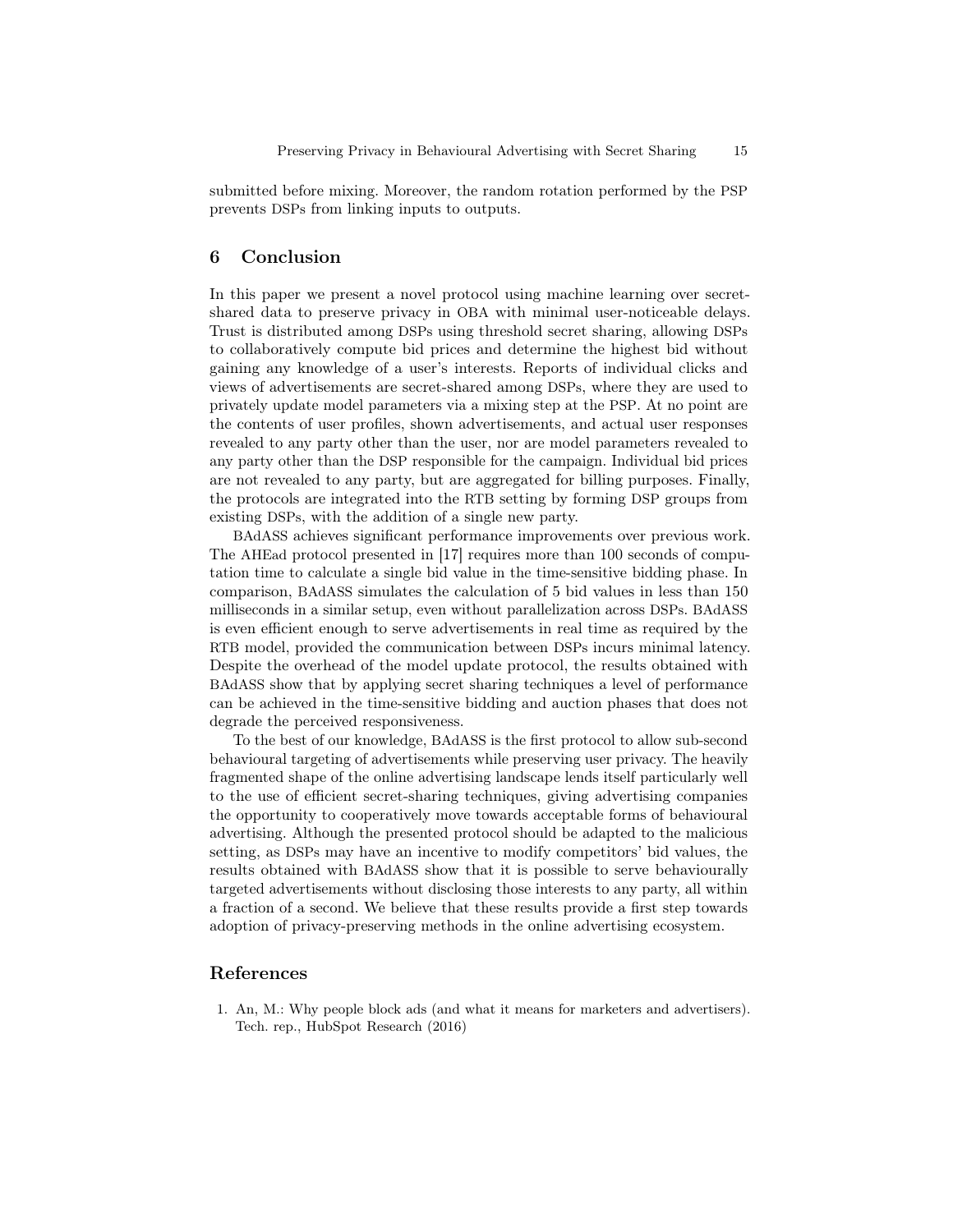submitted before mixing. Moreover, the random rotation performed by the PSP prevents DSPs from linking inputs to outputs.

## 6 Conclusion

In this paper we present a novel protocol using machine learning over secret-shared data to preserve privacy in OBA with minimal user-noticeable delays. Trust is distributed among DSPs using threshold secret sharing, allowing DSPs to collaboratively compute bid prices and determine the highest bid without gaining any knowledge of a user's interests. Reports of individual clicks and views of advertisements are secret-shared among DSPs, where they are used to privately update model parameters via a mixing step at the PSP. At no point are the contents of user profiles, shown advertisements, and actual user responses revealed to any party other than the user, nor are model parameters revealed to any party other than the DSP responsible for the campaign. Individual bid prices are not revealed to any party, but are aggregated for billing purposes. Finally, the protocols are integrated into the RTB setting by forming DSP groups from existing DSPs, with the addition of a single new party.

BAdASS achieves significant performance improvements over previous work. The AHEad protocol presented in [17] requires more than 100 seconds of computation time to calculate a single bid value in the time-sensitive bidding phase. In comparison, BAdASS simulates the calculation of 5 bid values in less than 150 milliseconds in a similar setup, even without parallelization across DSPs. BAdASS is even efficient enough to serve advertisements in real time as required by the RTB model, provided the communication between DSPs incurs minimal latency. Despite the overhead of the model update protocol, the results obtained with BAdASS show that by applying secret sharing techniques a level of performance can be achieved in the time-sensitive bidding and auction phases that does not degrade the perceived responsiveness.

To the best of our knowledge, BAdASS is the first protocol to allow sub-second behavioural targeting of advertisements while preserving user privacy. The heavily fragmented shape of the online advertising landscape lends itself particularly well to the use of efficient secret-sharing techniques, giving advertising companies the opportunity to cooperatively move towards acceptable forms of behavioural advertising. Although the presented protocol should be adapted to the malicious setting, as DSPs may have an incentive to modify competitors' bid values, the results obtained with BAdASS show that it is possible to serve behaviourally targeted advertisements without disclosing those interests to any party, all within a fraction of a second. We believe that these results provide a first step towards adoption of privacy-preserving methods in the online advertising ecosystem.

## References

1. An, M.: Why people block ads (and what it means for marketers and advertisers). Tech. rep., HubSpot Research (2016)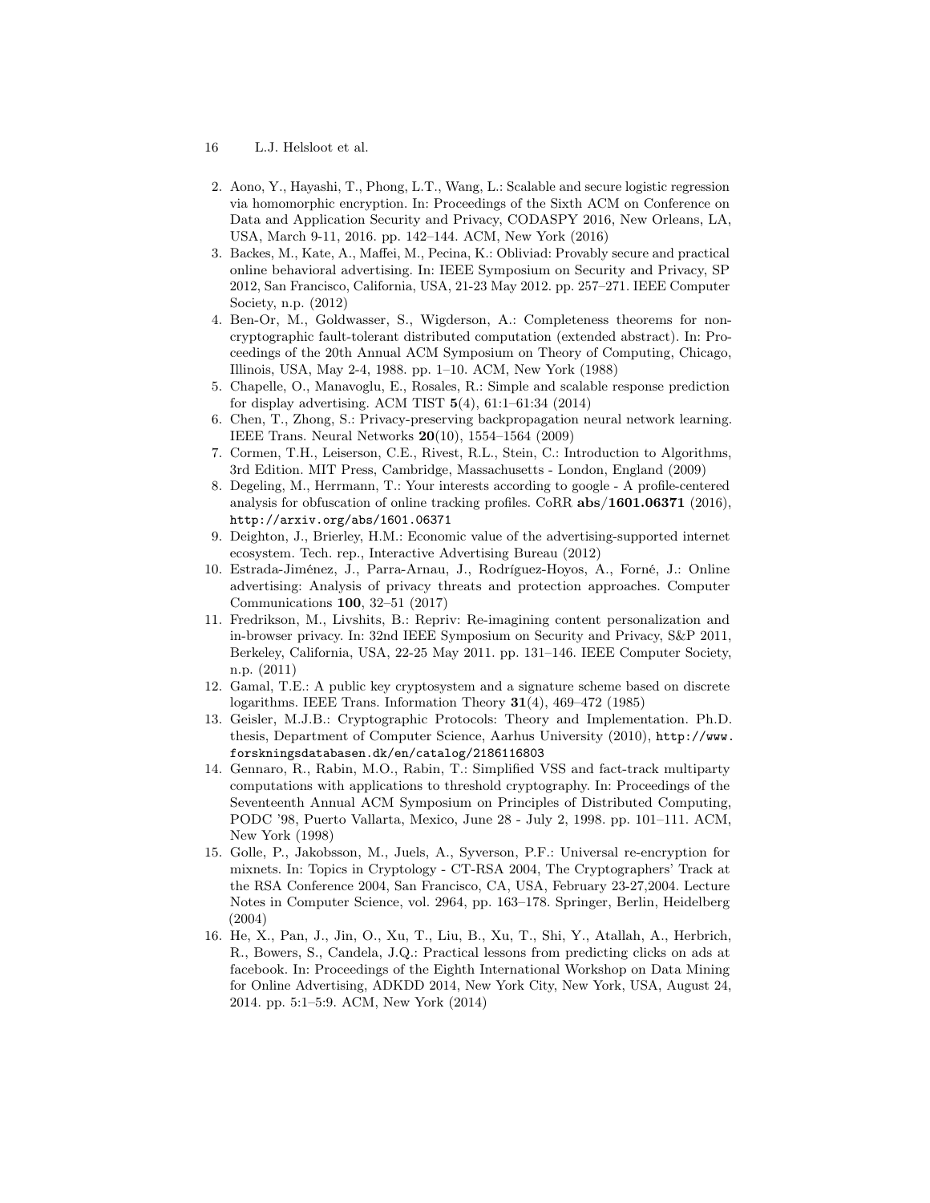2. Aono, Y., Hayashi, T., Phong, L.T., Wang, L.: Scalable and secure logistic regression via homomorphic encryption. In: Proceedings of the Sixth ACM on Conference on Data and Application Security and Privacy, CODASPY 2016, New Orleans, LA, USA, March 9-11, 2016. pp. 142–144. ACM, New York (2016)
3. Backes, M., Kate, A., Maffei, M., Pecina, K.: Obliviad: Provably secure and practical online behavioral advertising. In: IEEE Symposium on Security and Privacy, SP 2012, San Francisco, California, USA, 21-23 May 2012. pp. 257–271. IEEE Computer Society, n.p. (2012)
4. Ben-Or, M., Goldwasser, S., Wigderson, A.: Completeness theorems for non-cryptographic fault-tolerant distributed computation (extended abstract). In: Proceedings of the 20th Annual ACM Symposium on Theory of Computing, Chicago, Illinois, USA, May 2-4, 1988. pp. 1–10. ACM, New York (1988)
5. Chapelle, O., Manavoglu, E., Rosales, R.: Simple and scalable response prediction for display advertising. ACM TIST **5**(4), 61:1–61:34 (2014)
6. Chen, T., Zhong, S.: Privacy-preserving backpropagation neural network learning. IEEE Trans. Neural Networks **20**(10), 1554–1564 (2009)
7. Cormen, T.H., Leiserson, C.E., Rivest, R.L., Stein, C.: Introduction to Algorithms, 3rd Edition. MIT Press, Cambridge, Massachusetts - London, England (2009)
8. Degeling, M., Herrmann, T.: Your interests according to google - A profile-centered analysis for obfuscation of online tracking profiles. CoRR **abs/1601.06371** (2016), `http://arxiv.org/abs/1601.06371`
9. Deighton, J., Brierley, H.M.: Economic value of the advertising-supported internet ecosystem. Tech. rep., Interactive Advertising Bureau (2012)
10. Estrada-Jiménez, J., Parra-Arnau, J., Rodríguez-Hoyos, A., Forné, J.: Online advertising: Analysis of privacy threats and protection approaches. Computer Communications **100**, 32–51 (2017)
11. Fredrikson, M., Livshits, B.: Repriv: Re-imagining content personalization and in-browser privacy. In: 32nd IEEE Symposium on Security and Privacy, S&P 2011, Berkeley, California, USA, 22-25 May 2011. pp. 131–146. IEEE Computer Society, n.p. (2011)
12. Gamal, T.E.: A public key cryptosystem and a signature scheme based on discrete logarithms. IEEE Trans. Information Theory **31**(4), 469–472 (1985)
13. Geisler, M.J.B.: Cryptographic Protocols: Theory and Implementation. Ph.D. thesis, Department of Computer Science, Aarhus University (2010), `http://www.forskningsdatabasen.dk/en/catalog/2186116803`
14. Gennaro, R., Rabin, M.O., Rabin, T.: Simplified VSS and fact-track multiparty computations with applications to threshold cryptography. In: Proceedings of the Seventeenth Annual ACM Symposium on Principles of Distributed Computing, PODC '98, Puerto Vallarta, Mexico, June 28 - July 2, 1998. pp. 101–111. ACM, New York (1998)
15. Golle, P., Jakobsson, M., Juels, A., Syverson, P.F.: Universal re-encryption for mixnets. In: Topics in Cryptology - CT-RSA 2004, The Cryptographers' Track at the RSA Conference 2004, San Francisco, CA, USA, February 23-27,2004. Lecture Notes in Computer Science, vol. 2964, pp. 163–178. Springer, Berlin, Heidelberg (2004)
16. He, X., Pan, J., Jin, O., Xu, T., Liu, B., Xu, T., Shi, Y., Atallah, A., Herbrich, R., Bowers, S., Candela, J.Q.: Practical lessons from predicting clicks on ads at facebook. In: Proceedings of the Eighth International Workshop on Data Mining for Online Advertising, ADKDD 2014, New York City, New York, USA, August 24, 2014. pp. 5:1–5:9. ACM, New York (2014)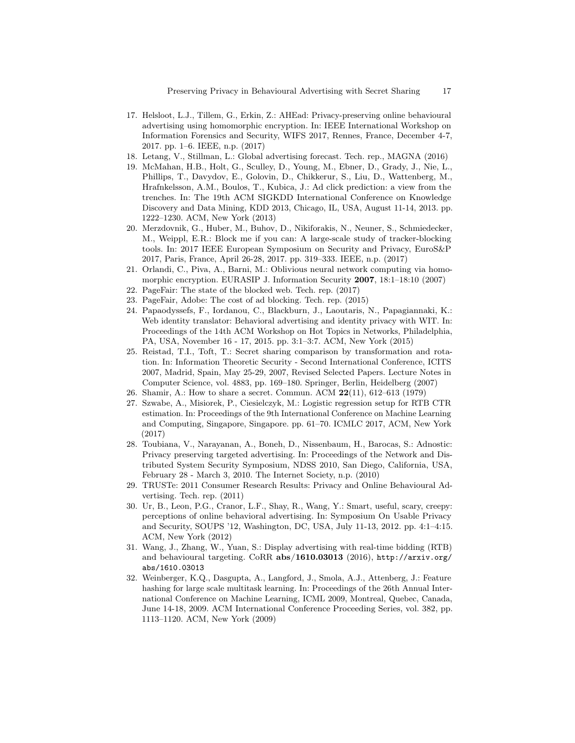17. Helsloot, L.J., Tillem, G., Erkin, Z.: AHEad: Privacy-preserving online behavioural advertising using homomorphic encryption. In: IEEE International Workshop on Information Forensics and Security, WIFS 2017, Rennes, France, December 4-7, 2017. pp. 1–6. IEEE, n.p. (2017)
18. Letang, V., Stillman, L.: Global advertising forecast. Tech. rep., MAGNA (2016)
19. McMahan, H.B., Holt, G., Sculley, D., Young, M., Ebner, D., Grady, J., Nie, L., Phillips, T., Davydov, E., Golovin, D., Chikkerur, S., Liu, D., Wattenberg, M., Hrafnkelsson, A.M., Boulos, T., Kubica, J.: Ad click prediction: a view from the trenches. In: The 19th ACM SIGKDD International Conference on Knowledge Discovery and Data Mining, KDD 2013, Chicago, IL, USA, August 11-14, 2013. pp. 1222–1230. ACM, New York (2013)
20. Merzdovnik, G., Huber, M., Buhov, D., Nikiforakis, N., Neuner, S., Schmiedecker, M., Weippl, E.R.: Block me if you can: A large-scale study of tracker-blocking tools. In: 2017 IEEE European Symposium on Security and Privacy, EuroS&P 2017, Paris, France, April 26-28, 2017. pp. 319–333. IEEE, n.p. (2017)
21. Orlandi, C., Piva, A., Barni, M.: Oblivious neural network computing via homomorphic encryption. EURASIP J. Information Security **2007**, 18:1–18:10 (2007)
22. PageFair: The state of the blocked web. Tech. rep. (2017)
23. PageFair, Adobe: The cost of ad blocking. Tech. rep. (2015)
24. Papaodyssefs, F., Iordanou, C., Blackburn, J., Laoutaris, N., Papagiannaki, K.: Web identity translator: Behavioral advertising and identity privacy with WIT. In: Proceedings of the 14th ACM Workshop on Hot Topics in Networks, Philadelphia, PA, USA, November 16 - 17, 2015. pp. 3:1–3:7. ACM, New York (2015)
25. Reistad, T.I., Toft, T.: Secret sharing comparison by transformation and rotation. In: Information Theoretic Security - Second International Conference, ICITS 2007, Madrid, Spain, May 25-29, 2007, Revised Selected Papers. Lecture Notes in Computer Science, vol. 4883, pp. 169–180. Springer, Berlin, Heidelberg (2007)
26. Shamir, A.: How to share a secret. Commun. ACM **22**(11), 612–613 (1979)
27. Szwabe, A., Misiorek, P., Ciesielczyk, M.: Logistic regression setup for RTB CTR estimation. In: Proceedings of the 9th International Conference on Machine Learning and Computing, Singapore, Singapore. pp. 61–70. ICMLC 2017, ACM, New York (2017)
28. Toubiana, V., Narayanan, A., Boneh, D., Nissenbaum, H., Barocas, S.: Adnostic: Privacy preserving targeted advertising. In: Proceedings of the Network and Distributed System Security Symposium, NDSS 2010, San Diego, California, USA, February 28 - March 3, 2010. The Internet Society, n.p. (2010)
29. TRUSTe: 2011 Consumer Research Results: Privacy and Online Behavioural Advertising. Tech. rep. (2011)
30. Ur, B., Leon, P.G., Cranor, L.F., Shay, R., Wang, Y.: Smart, useful, scary, creepy: perceptions of online behavioral advertising. In: Symposium On Usable Privacy and Security, SOUPS '12, Washington, DC, USA, July 11-13, 2012. pp. 4:1–4:15. ACM, New York (2012)
31. Wang, J., Zhang, W., Yuan, S.: Display advertising with real-time bidding (RTB) and behavioural targeting. CoRR **abs/1610.03013** (2016), http://arxiv.org/abs/1610.03013
32. Weinberger, K.Q., Dasgupta, A., Langford, J., Smola, A.J., Attenberg, J.: Feature hashing for large scale multitask learning. In: Proceedings of the 26th Annual International Conference on Machine Learning, ICML 2009, Montreal, Quebec, Canada, June 14-18, 2009. ACM International Conference Proceeding Series, vol. 382, pp. 1113–1120. ACM, New York (2009)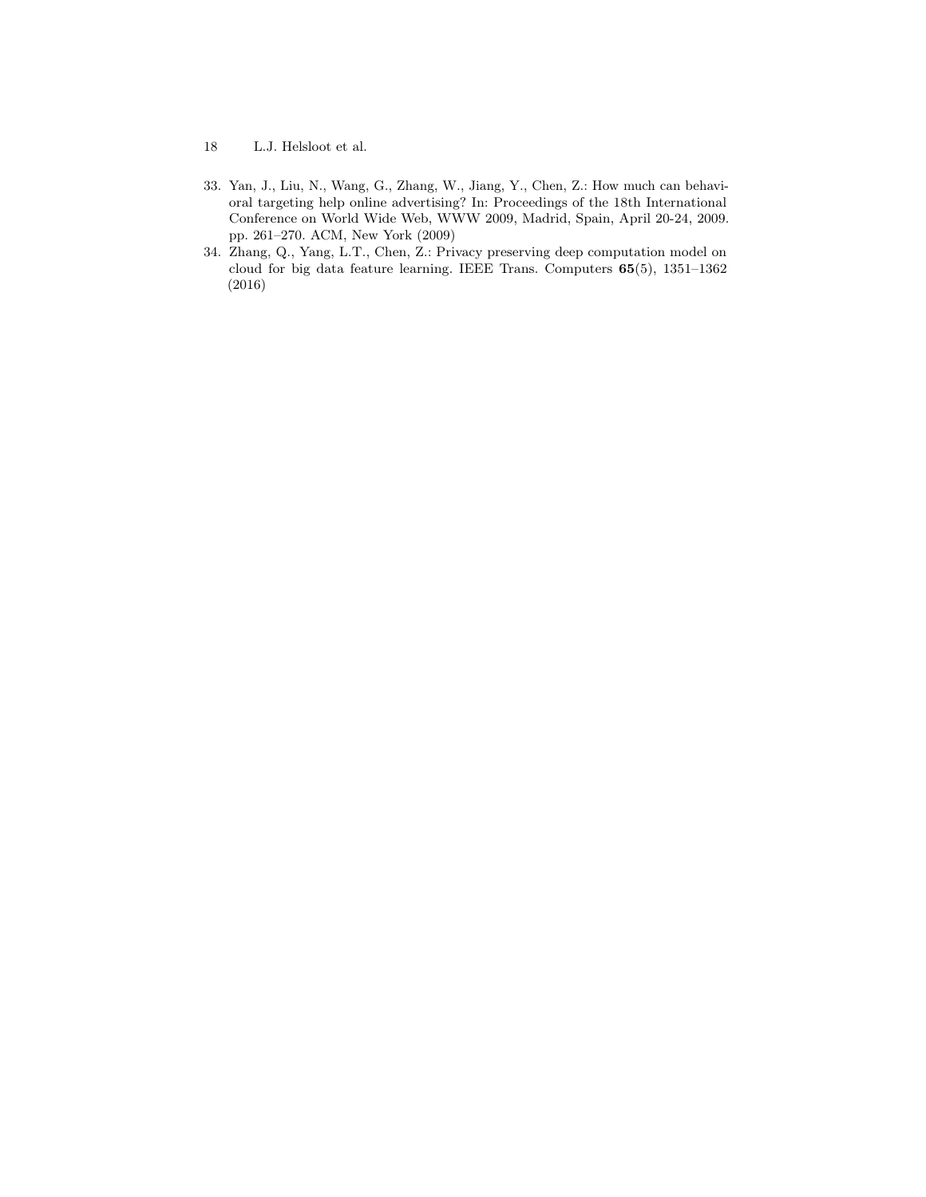33. Yan, J., Liu, N., Wang, G., Zhang, W., Jiang, Y., Chen, Z.: How much can behavioral targeting help online advertising? In: Proceedings of the 18th International Conference on World Wide Web, WWW 2009, Madrid, Spain, April 20-24, 2009. pp. 261–270. ACM, New York (2009)
34. Zhang, Q., Yang, L.T., Chen, Z.: Privacy preserving deep computation model on cloud for big data feature learning. IEEE Trans. Computers **65**(5), 1351–1362 (2016)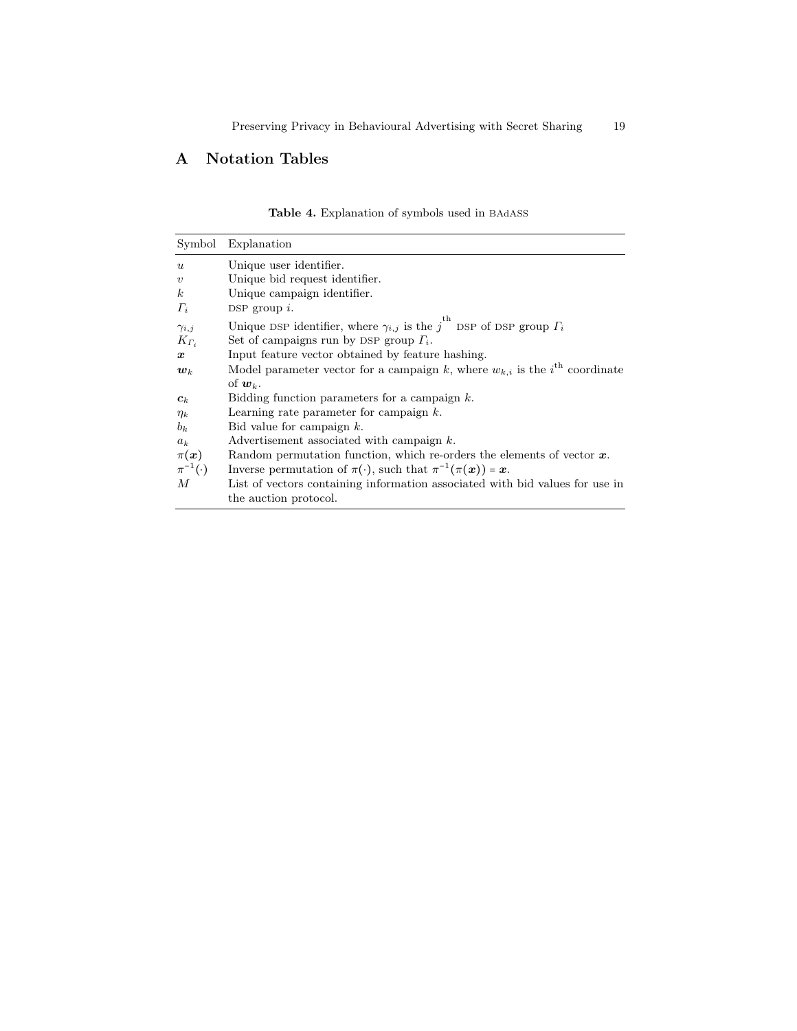## A Notation Tables

**Table 4.** Explanation of symbols used in BAdASS

| Symbol | Explanation |
|---|---|
| $u$ | Unique user identifier. |
| $v$ | Unique bid request identifier. |
| $k$ | Unique campaign identifier. |
| $\Gamma_i$ | DSP group $i$. |
| $\gamma_{i,j}$ | Unique DSP identifier, where $\gamma_{i,j}$ is the $j^{\text{th}}$ DSP of DSP group $\Gamma_i$ |
| $K_{\Gamma_i}$ | Set of campaigns run by DSP group $\Gamma_i$. |
| $\boldsymbol{x}$ | Input feature vector obtained by feature hashing. |
| $\boldsymbol{w}_k$ | Model parameter vector for a campaign $k$, where $w_{k,i}$ is the $i^{\text{th}}$ coordinate of $\boldsymbol{w}_k$. |
| $\boldsymbol{c}_k$ | Bidding function parameters for a campaign $k$. |
| $\eta_k$ | Learning rate parameter for campaign $k$. |
| $b_k$ | Bid value for campaign $k$. |
| $a_k$ | Advertisement associated with campaign $k$. |
| $\pi(\boldsymbol{x})$ | Random permutation function, which re-orders the elements of vector $\boldsymbol{x}$. |
| $\pi^{-1}(\cdot)$ | Inverse permutation of $\pi(\cdot)$, such that $\pi^{-1}(\pi(\boldsymbol{x})) = \boldsymbol{x}$. |
| $M$ | List of vectors containing information associated with bid values for use in the auction protocol. |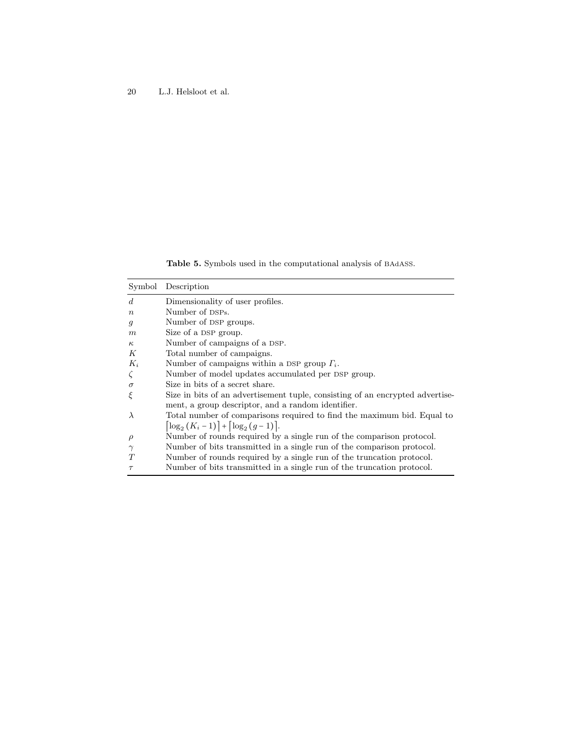**Table 5.** Symbols used in the computational analysis of BAdASS.

| Symbol | Description |
|---|---|
| $d$ | Dimensionality of user profiles. |
| $n$ | Number of DSPs. |
| $g$ | Number of DSP groups. |
| $m$ | Size of a DSP group. |
| $\kappa$ | Number of campaigns of a DSP. |
| $K$ | Total number of campaigns. |
| $K_i$ | Number of campaigns within a DSP group $\Gamma_i$. |
| $\zeta$ | Number of model updates accumulated per DSP group. |
| $\sigma$ | Size in bits of a secret share. |
| $\xi$ | Size in bits of an advertisement tuple, consisting of an encrypted advertisement, a group descriptor, and a random identifier. |
| $\lambda$ | Total number of comparisons required to find the maximum bid. Equal to $\lceil \log_2 (K_i - 1) \rceil + \lceil \log_2 (g - 1) \rceil$. |
| $\rho$ | Number of rounds required by a single run of the comparison protocol. |
| $\gamma$ | Number of bits transmitted in a single run of the comparison protocol. |
| $T$ | Number of rounds required by a single run of the truncation protocol. |
| $\tau$ | Number of bits transmitted in a single run of the truncation protocol. |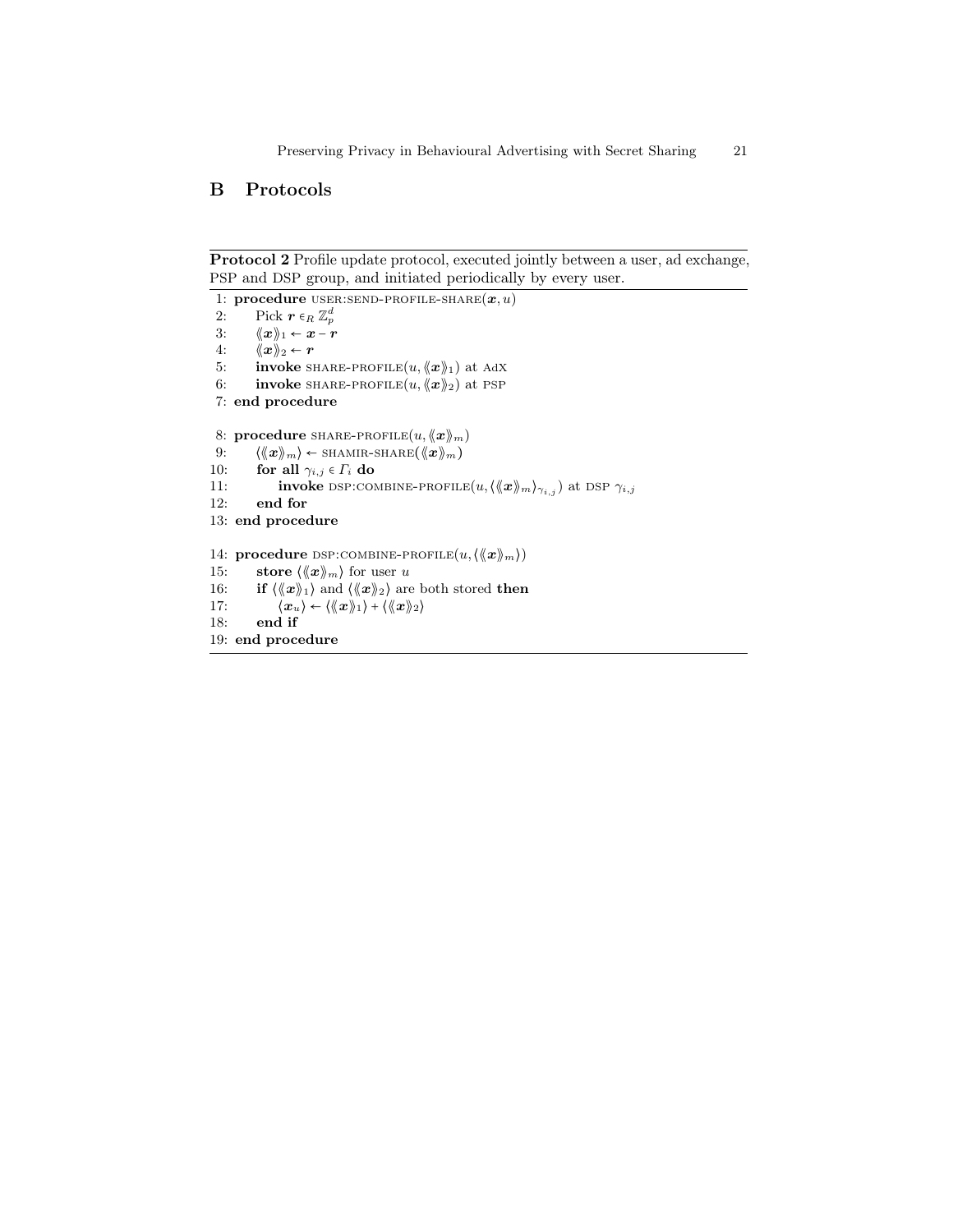## B Protocols

**Protocol 2** Profile update protocol, executed jointly between a user, ad exchange, PSP and DSP group, and initiated periodically by every user.

```
1:  procedure USER:SEND-PROFILE-SHARE(x, u)
2:      Pick r ∈_R Z_p^d
3:      ⟪x⟫_1 ← x − r
4:      ⟪x⟫_2 ← r
5:      invoke SHARE-PROFILE(u, ⟪x⟫_1) at AdX
6:      invoke SHARE-PROFILE(u, ⟪x⟫_2) at PSP
7:  end procedure

8:  procedure SHARE-PROFILE(u, ⟪x⟫_m)
9:      ⟨⟪x⟫_m⟩ ← SHAMIR-SHARE(⟪x⟫_m)
10:     for all γ_{i,j} ∈ Γ_i do
11:         invoke DSP:COMBINE-PROFILE(u, ⟨⟪x⟫_m⟩_{γ_{i,j}}) at DSP γ_{i,j}
12:     end for
13: end procedure

14: procedure DSP:COMBINE-PROFILE(u, ⟨⟪x⟫_m⟩)
15:     store ⟨⟪x⟫_m⟩ for user u
16:     if ⟨⟪x⟫_1⟩ and ⟨⟪x⟫_2⟩ are both stored then
17:         ⟨x_u⟩ ← ⟨⟪x⟫_1⟩ + ⟨⟪x⟫_2⟩
18:     end if
19: end procedure
```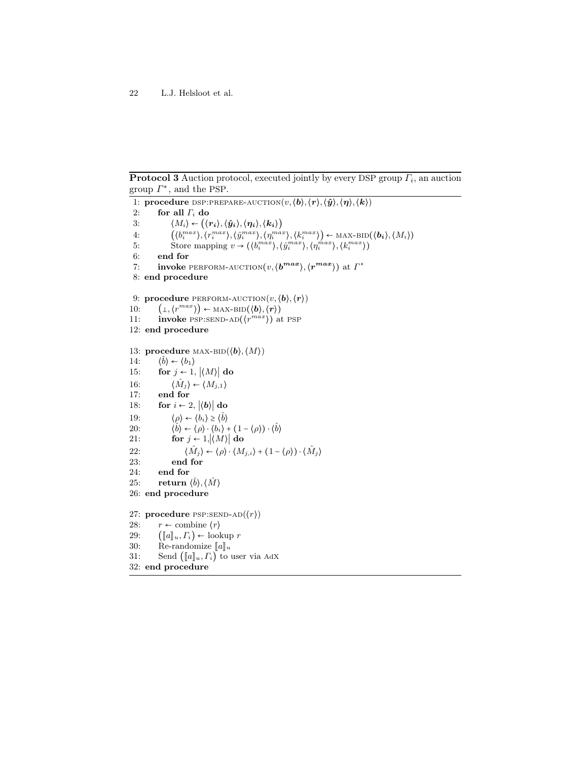**Protocol 3** Auction protocol, executed jointly by every DSP group $\Gamma_i$, an auction group $\Gamma^*$, and the PSP.

```
1: procedure DSP:PREPARE-AUCTION(v, ⟨b⟩, ⟨r⟩, ⟨ŷ⟩, ⟨η⟩, ⟨k⟩)
2:     for all Γ_i do
3:         ⟨M_i⟩ ← (⟨r_i⟩, ⟨ŷ_i⟩, ⟨η_i⟩, ⟨k_i⟩)
4:         (⟨b_i^max⟩, ⟨r_i^max⟩, ⟨ŷ_i^max⟩, ⟨η_i^max⟩, ⟨k_i^max⟩) ← MAX-BID(⟨b_i⟩, ⟨M_i⟩)
5:         Store mapping v → (⟨b_i^max⟩, ⟨ŷ_i^max⟩, ⟨η_i^max⟩, ⟨k_i^max⟩)
6:     end for
7:     invoke PERFORM-AUCTION(v, ⟨b^max⟩, ⟨r^max⟩) at Γ*
8: end procedure

9: procedure PERFORM-AUCTION(v, ⟨b⟩, ⟨r⟩)
10:    (⊥, ⟨r^max⟩) ← MAX-BID(⟨b⟩, ⟨r⟩)
11:    invoke PSP:SEND-AD(⟨r^max⟩) at PSP
12: end procedure

13: procedure MAX-BID(⟨b⟩, ⟨M⟩)
14:    ⟨b̂⟩ ← ⟨b_1⟩
15:    for j ← 1, |⟨M⟩| do
16:        ⟨M̂_j⟩ ← ⟨M_{j,1}⟩
17:    end for
18:    for i ← 2, |⟨b⟩| do
19:        ⟨ρ⟩ ← ⟨b_i⟩ ≥ ⟨b̂⟩
20:        ⟨b̂⟩ ← ⟨ρ⟩ · ⟨b_i⟩ + (1 − ⟨ρ⟩) · ⟨b̂⟩
21:        for j ← 1, |⟨M⟩| do
22:            ⟨M̂_j⟩ ← ⟨ρ⟩ · ⟨M_{j,i}⟩ + (1 − ⟨ρ⟩) · ⟨M̂_j⟩
23:        end for
24:    end for
25:    return ⟨b̂⟩, ⟨M̂⟩
26: end procedure

27: procedure PSP:SEND-AD(⟨r⟩)
28:    r ← combine ⟨r⟩
29:    (⟦a⟧_u, Γ_i) ← lookup r
30:    Re-randomize ⟦a⟧_u
31:    Send (⟦a⟧_u, Γ_i) to user via AdX
32: end procedure
```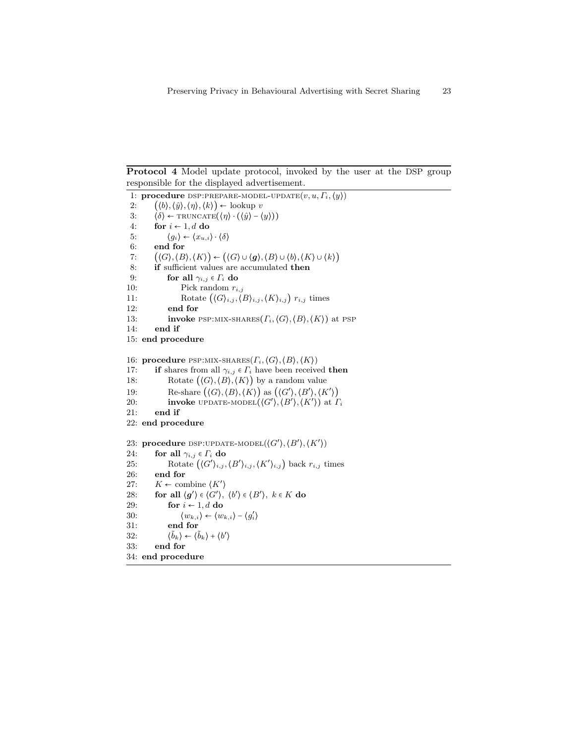**Protocol 4** Model update protocol, invoked by the user at the DSP group responsible for the displayed advertisement.

```
 1: procedure DSP:PREPARE-MODEL-UPDATE(v, u, Γ_i, ⟨y⟩)
 2:     (⟨b⟩, ⟨ŷ⟩, ⟨η⟩, ⟨k⟩) ← lookup v
 3:     ⟨δ⟩ ← TRUNCATE(⟨η⟩ · (⟨ŷ⟩ − ⟨y⟩))
 4:     for i ← 1, d do
 5:         ⟨g_i⟩ ← ⟨x_{u,i}⟩ · ⟨δ⟩
 6:     end for
 7:     (⟨G⟩, ⟨B⟩, ⟨K⟩) ← (⟨G⟩ ∪ ⟨g⟩, ⟨B⟩ ∪ ⟨b⟩, ⟨K⟩ ∪ ⟨k⟩)
 8:     if sufficient values are accumulated then
 9:         for all γ_{i,j} ∈ Γ_i do
10:             Pick random r_{i,j}
11:             Rotate (⟨G⟩_{i,j}, ⟨B⟩_{i,j}, ⟨K⟩_{i,j}) r_{i,j} times
12:         end for
13:         invoke PSP:MIX-SHARES(Γ_i, ⟨G⟩, ⟨B⟩, ⟨K⟩) at PSP
14:     end if
15: end procedure

16: procedure PSP:MIX-SHARES(Γ_i, ⟨G⟩, ⟨B⟩, ⟨K⟩)
17:     if shares from all γ_{i,j} ∈ Γ_i have been received then
18:         Rotate (⟨G⟩, ⟨B⟩, ⟨K⟩) by a random value
19:         Re-share (⟨G⟩, ⟨B⟩, ⟨K⟩) as (⟨G'⟩, ⟨B'⟩, ⟨K'⟩)
20:         invoke UPDATE-MODEL(⟨G'⟩, ⟨B'⟩, ⟨K'⟩) at Γ_i
21:     end if
22: end procedure

23: procedure DSP:UPDATE-MODEL(⟨G'⟩, ⟨B'⟩, ⟨K'⟩)
24:     for all γ_{i,j} ∈ Γ_i do
25:         Rotate (⟨G'⟩_{i,j}, ⟨B'⟩_{i,j}, ⟨K'⟩_{i,j}) back r_{i,j} times
26:     end for
27:     K ← combine ⟨K'⟩
28:     for all ⟨g'⟩ ∈ ⟨G'⟩, ⟨b'⟩ ∈ ⟨B'⟩, k ∈ K do
29:         for i ← 1, d do
30:             ⟨w_{k,i}⟩ ← ⟨w_{k,i}⟩ − ⟨g'_i⟩
31:         end for
32:         ⟨b̃_k⟩ ← ⟨b̃_k⟩ + ⟨b'⟩
33:     end for
34: end procedure
```